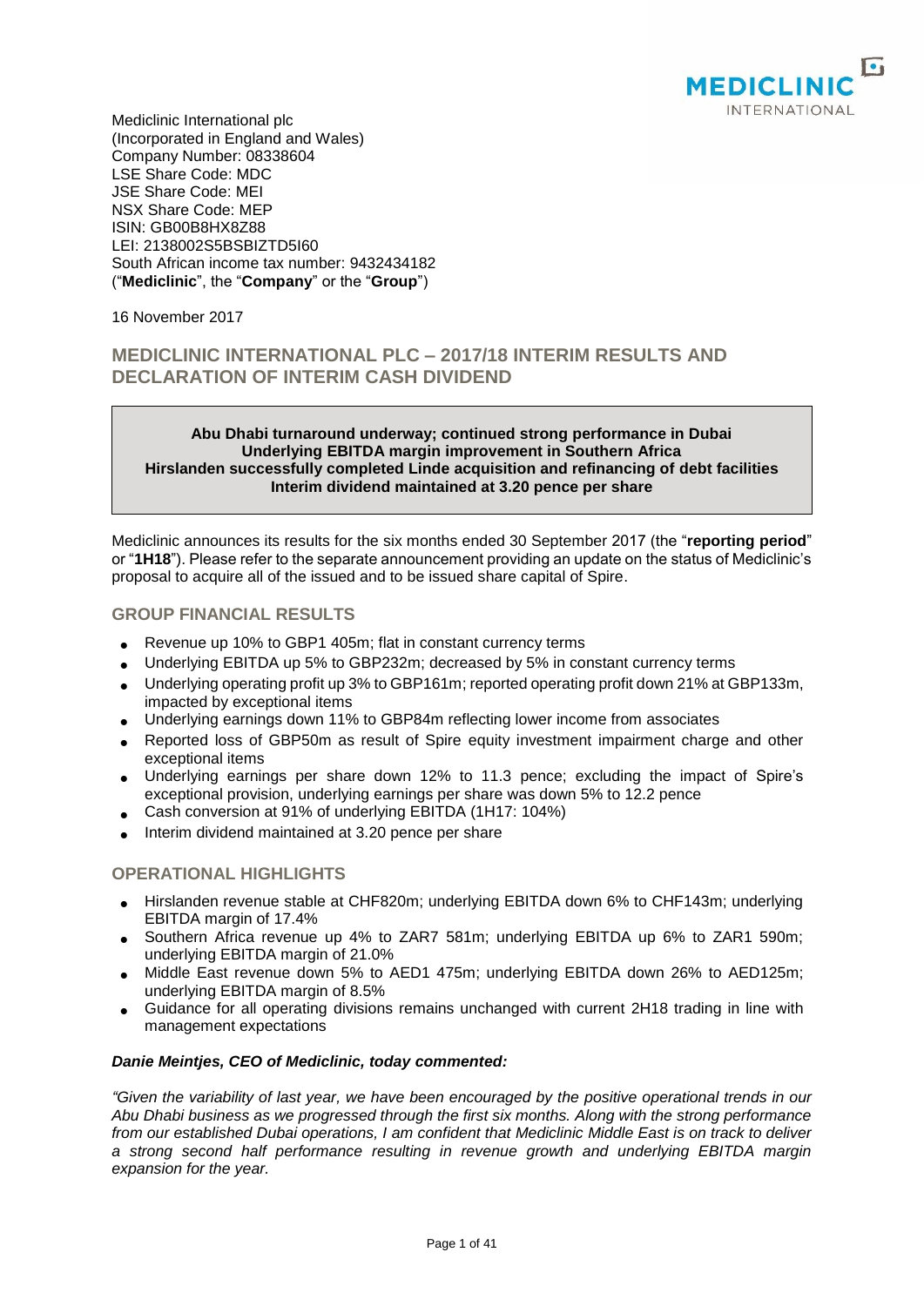Mediclinic International plc
(Incorporated in England and Wales)
Company Number: 08338604
LSE Share Code: MDC
JSE Share Code: MEI
NSX Share Code: MEP
ISIN: GB00B8HX8Z88
LEI: 2138002S5BSBIZTD5I60
South African income tax number: 9432434182
("**Mediclinic**", the "**Company**" or the "**Group**")

16 November 2017

## MEDICLINIC INTERNATIONAL PLC – 2017/18 INTERIM RESULTS AND DECLARATION OF INTERIM CASH DIVIDEND

**Abu Dhabi turnaround underway; continued strong performance in Dubai**
**Underlying EBITDA margin improvement in Southern Africa**
**Hirslanden successfully completed Linde acquisition and refinancing of debt facilities**
**Interim dividend maintained at 3.20 pence per share**

Mediclinic announces its results for the six months ended 30 September 2017 (the "**reporting period**" or "**1H18**"). Please refer to the separate announcement providing an update on the status of Mediclinic's proposal to acquire all of the issued and to be issued share capital of Spire.

### GROUP FINANCIAL RESULTS

- Revenue up 10% to GBP1 405m; flat in constant currency terms
- Underlying EBITDA up 5% to GBP232m; decreased by 5% in constant currency terms
- Underlying operating profit up 3% to GBP161m; reported operating profit down 21% at GBP133m, impacted by exceptional items
- Underlying earnings down 11% to GBP84m reflecting lower income from associates
- Reported loss of GBP50m as result of Spire equity investment impairment charge and other exceptional items
- Underlying earnings per share down 12% to 11.3 pence; excluding the impact of Spire's exceptional provision, underlying earnings per share was down 5% to 12.2 pence
- Cash conversion at 91% of underlying EBITDA (1H17: 104%)
- Interim dividend maintained at 3.20 pence per share

### OPERATIONAL HIGHLIGHTS

- Hirslanden revenue stable at CHF820m; underlying EBITDA down 6% to CHF143m; underlying EBITDA margin of 17.4%
- Southern Africa revenue up 4% to ZAR7 581m; underlying EBITDA up 6% to ZAR1 590m; underlying EBITDA margin of 21.0%
- Middle East revenue down 5% to AED1 475m; underlying EBITDA down 26% to AED125m; underlying EBITDA margin of 8.5%
- Guidance for all operating divisions remains unchanged with current 2H18 trading in line with management expectations

***Danie Meintjes, CEO of Mediclinic, today commented:***

*"Given the variability of last year, we have been encouraged by the positive operational trends in our Abu Dhabi business as we progressed through the first six months. Along with the strong performance from our established Dubai operations, I am confident that Mediclinic Middle East is on track to deliver a strong second half performance resulting in revenue growth and underlying EBITDA margin expansion for the year.*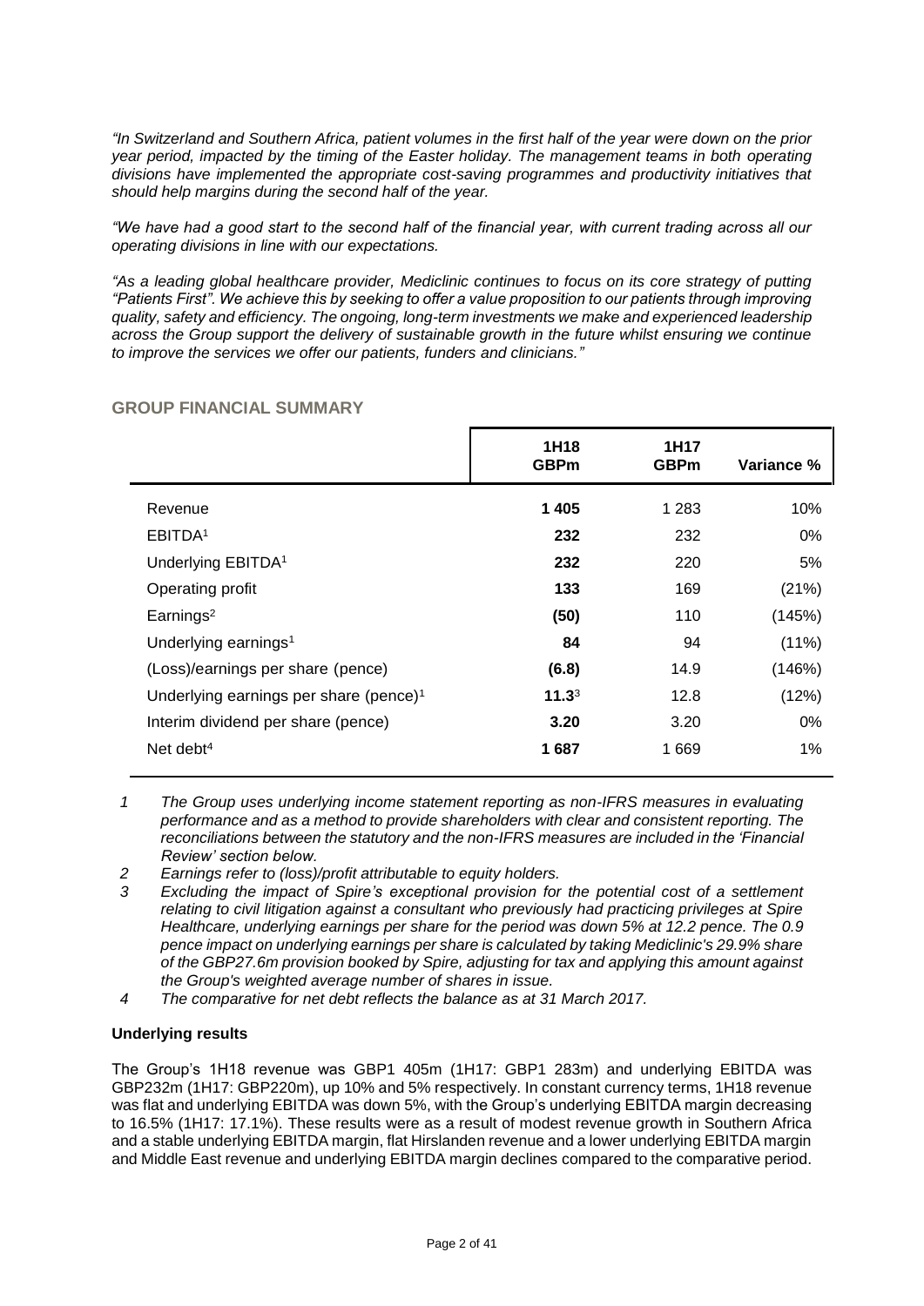*"In Switzerland and Southern Africa, patient volumes in the first half of the year were down on the prior year period, impacted by the timing of the Easter holiday. The management teams in both operating divisions have implemented the appropriate cost-saving programmes and productivity initiatives that should help margins during the second half of the year.*

*"We have had a good start to the second half of the financial year, with current trading across all our operating divisions in line with our expectations.*

*"As a leading global healthcare provider, Mediclinic continues to focus on its core strategy of putting "Patients First". We achieve this by seeking to offer a value proposition to our patients through improving quality, safety and efficiency. The ongoing, long-term investments we make and experienced leadership across the Group support the delivery of sustainable growth in the future whilst ensuring we continue to improve the services we offer our patients, funders and clinicians."*

## GROUP FINANCIAL SUMMARY

| | 1H18 GBPm | 1H17 GBPm | Variance % |
|---|---|---|---|
| Revenue | **1 405** | 1 283 | 10% |
| EBITDA[1] | **232** | 232 | 0% |
| Underlying EBITDA[1] | **232** | 220 | 5% |
| Operating profit | **133** | 169 | (21%) |
| Earnings[2] | **(50)** | 110 | (145%) |
| Underlying earnings[1] | **84** | 94 | (11%) |
| (Loss)/earnings per share (pence) | **(6.8)** | 14.9 | (146%) |
| Underlying earnings per share (pence)[1] | **11.3**[3] | 12.8 | (12%) |
| Interim dividend per share (pence) | **3.20** | 3.20 | 0% |
| Net debt[4] | **1 687** | 1 669 | 1% |

1 *The Group uses underlying income statement reporting as non-IFRS measures in evaluating performance and as a method to provide shareholders with clear and consistent reporting. The reconciliations between the statutory and the non-IFRS measures are included in the 'Financial Review' section below.*

2 *Earnings refer to (loss)/profit attributable to equity holders.*

3 *Excluding the impact of Spire's exceptional provision for the potential cost of a settlement relating to civil litigation against a consultant who previously had practicing privileges at Spire Healthcare, underlying earnings per share for the period was down 5% at 12.2 pence. The 0.9 pence impact on underlying earnings per share is calculated by taking Mediclinic's 29.9% share of the GBP27.6m provision booked by Spire, adjusting for tax and applying this amount against the Group's weighted average number of shares in issue.*

4 *The comparative for net debt reflects the balance as at 31 March 2017.*

**Underlying results**

The Group's 1H18 revenue was GBP1 405m (1H17: GBP1 283m) and underlying EBITDA was GBP232m (1H17: GBP220m), up 10% and 5% respectively. In constant currency terms, 1H18 revenue was flat and underlying EBITDA was down 5%, with the Group's underlying EBITDA margin decreasing to 16.5% (1H17: 17.1%). These results were as a result of modest revenue growth in Southern Africa and a stable underlying EBITDA margin, flat Hirslanden revenue and a lower underlying EBITDA margin and Middle East revenue and underlying EBITDA margin declines compared to the comparative period.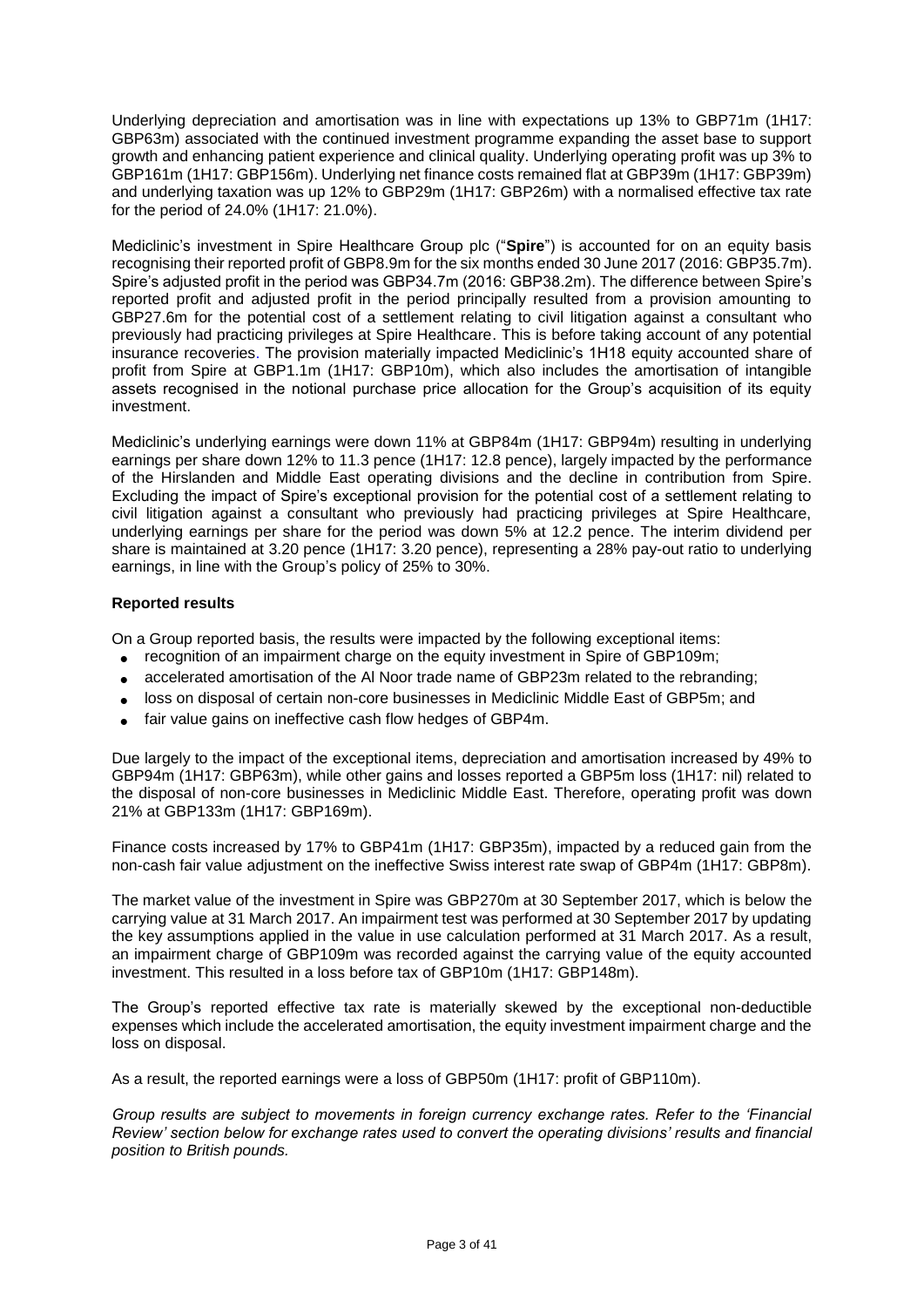Underlying depreciation and amortisation was in line with expectations up 13% to GBP71m (1H17: GBP63m) associated with the continued investment programme expanding the asset base to support growth and enhancing patient experience and clinical quality. Underlying operating profit was up 3% to GBP161m (1H17: GBP156m). Underlying net finance costs remained flat at GBP39m (1H17: GBP39m) and underlying taxation was up 12% to GBP29m (1H17: GBP26m) with a normalised effective tax rate for the period of 24.0% (1H17: 21.0%).

Mediclinic's investment in Spire Healthcare Group plc ("**Spire**") is accounted for on an equity basis recognising their reported profit of GBP8.9m for the six months ended 30 June 2017 (2016: GBP35.7m). Spire's adjusted profit in the period was GBP34.7m (2016: GBP38.2m). The difference between Spire's reported profit and adjusted profit in the period principally resulted from a provision amounting to GBP27.6m for the potential cost of a settlement relating to civil litigation against a consultant who previously had practicing privileges at Spire Healthcare. This is before taking account of any potential insurance recoveries. The provision materially impacted Mediclinic's 1H18 equity accounted share of profit from Spire at GBP1.1m (1H17: GBP10m), which also includes the amortisation of intangible assets recognised in the notional purchase price allocation for the Group's acquisition of its equity investment.

Mediclinic's underlying earnings were down 11% at GBP84m (1H17: GBP94m) resulting in underlying earnings per share down 12% to 11.3 pence (1H17: 12.8 pence), largely impacted by the performance of the Hirslanden and Middle East operating divisions and the decline in contribution from Spire. Excluding the impact of Spire's exceptional provision for the potential cost of a settlement relating to civil litigation against a consultant who previously had practicing privileges at Spire Healthcare, underlying earnings per share for the period was down 5% at 12.2 pence. The interim dividend per share is maintained at 3.20 pence (1H17: 3.20 pence), representing a 28% pay-out ratio to underlying earnings, in line with the Group's policy of 25% to 30%.

**Reported results**

On a Group reported basis, the results were impacted by the following exceptional items:

- recognition of an impairment charge on the equity investment in Spire of GBP109m;
- accelerated amortisation of the Al Noor trade name of GBP23m related to the rebranding;
- loss on disposal of certain non-core businesses in Mediclinic Middle East of GBP5m; and
- fair value gains on ineffective cash flow hedges of GBP4m.

Due largely to the impact of the exceptional items, depreciation and amortisation increased by 49% to GBP94m (1H17: GBP63m), while other gains and losses reported a GBP5m loss (1H17: nil) related to the disposal of non-core businesses in Mediclinic Middle East. Therefore, operating profit was down 21% at GBP133m (1H17: GBP169m).

Finance costs increased by 17% to GBP41m (1H17: GBP35m), impacted by a reduced gain from the non-cash fair value adjustment on the ineffective Swiss interest rate swap of GBP4m (1H17: GBP8m).

The market value of the investment in Spire was GBP270m at 30 September 2017, which is below the carrying value at 31 March 2017. An impairment test was performed at 30 September 2017 by updating the key assumptions applied in the value in use calculation performed at 31 March 2017. As a result, an impairment charge of GBP109m was recorded against the carrying value of the equity accounted investment. This resulted in a loss before tax of GBP10m (1H17: GBP148m).

The Group's reported effective tax rate is materially skewed by the exceptional non-deductible expenses which include the accelerated amortisation, the equity investment impairment charge and the loss on disposal.

As a result, the reported earnings were a loss of GBP50m (1H17: profit of GBP110m).

*Group results are subject to movements in foreign currency exchange rates. Refer to the 'Financial Review' section below for exchange rates used to convert the operating divisions' results and financial position to British pounds.*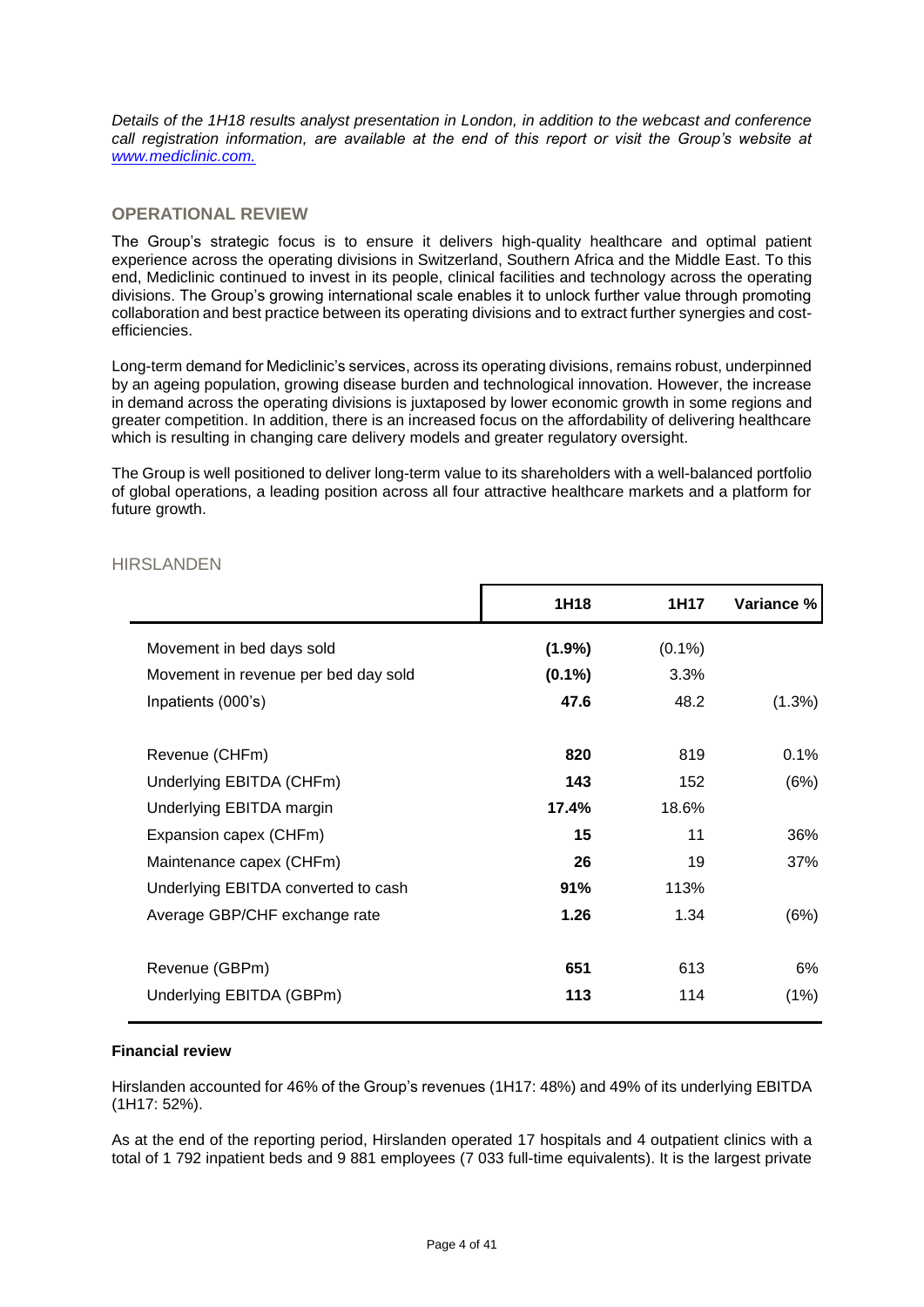*Details of the 1H18 results analyst presentation in London, in addition to the webcast and conference call registration information, are available at the end of this report or visit the Group's website at [www.mediclinic.com.](http://www.mediclinic.com)*

## OPERATIONAL REVIEW

The Group's strategic focus is to ensure it delivers high-quality healthcare and optimal patient experience across the operating divisions in Switzerland, Southern Africa and the Middle East. To this end, Mediclinic continued to invest in its people, clinical facilities and technology across the operating divisions. The Group's growing international scale enables it to unlock further value through promoting collaboration and best practice between its operating divisions and to extract further synergies and cost-efficiencies.

Long-term demand for Mediclinic's services, across its operating divisions, remains robust, underpinned by an ageing population, growing disease burden and technological innovation. However, the increase in demand across the operating divisions is juxtaposed by lower economic growth in some regions and greater competition. In addition, there is an increased focus on the affordability of delivering healthcare which is resulting in changing care delivery models and greater regulatory oversight.

The Group is well positioned to deliver long-term value to its shareholders with a well-balanced portfolio of global operations, a leading position across all four attractive healthcare markets and a platform for future growth.

### HIRSLANDEN

| | 1H18 | 1H17 | Variance % |
|---|---|---|---|
| Movement in bed days sold | **(1.9%)** | (0.1%) | |
| Movement in revenue per bed day sold | **(0.1%)** | 3.3% | |
| Inpatients (000's) | **47.6** | 48.2 | (1.3%) |
| | | | |
| Revenue (CHFm) | **820** | 819 | 0.1% |
| Underlying EBITDA (CHFm) | **143** | 152 | (6%) |
| Underlying EBITDA margin | **17.4%** | 18.6% | |
| Expansion capex (CHFm) | **15** | 11 | 36% |
| Maintenance capex (CHFm) | **26** | 19 | 37% |
| Underlying EBITDA converted to cash | **91%** | 113% | |
| Average GBP/CHF exchange rate | **1.26** | 1.34 | (6%) |
| | | | |
| Revenue (GBPm) | **651** | 613 | 6% |
| Underlying EBITDA (GBPm) | **113** | 114 | (1%) |

**Financial review**

Hirslanden accounted for 46% of the Group's revenues (1H17: 48%) and 49% of its underlying EBITDA (1H17: 52%).

As at the end of the reporting period, Hirslanden operated 17 hospitals and 4 outpatient clinics with a total of 1 792 inpatient beds and 9 881 employees (7 033 full-time equivalents). It is the largest private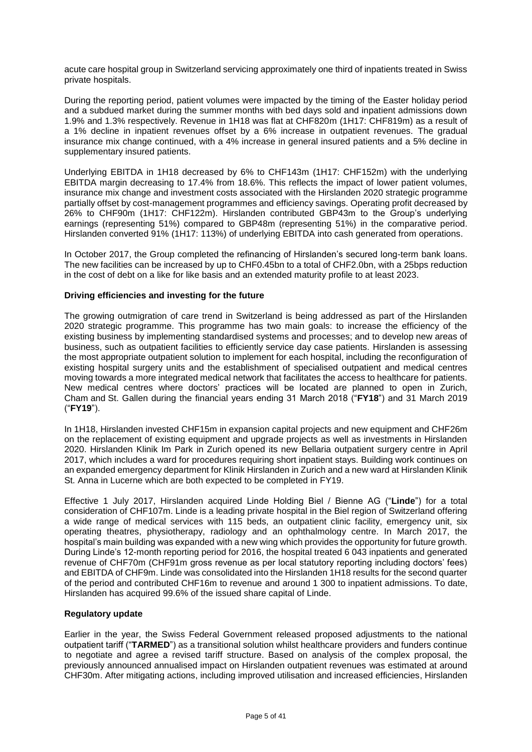acute care hospital group in Switzerland servicing approximately one third of inpatients treated in Swiss private hospitals.

During the reporting period, patient volumes were impacted by the timing of the Easter holiday period and a subdued market during the summer months with bed days sold and inpatient admissions down 1.9% and 1.3% respectively. Revenue in 1H18 was flat at CHF820m (1H17: CHF819m) as a result of a 1% decline in inpatient revenues offset by a 6% increase in outpatient revenues. The gradual insurance mix change continued, with a 4% increase in general insured patients and a 5% decline in supplementary insured patients.

Underlying EBITDA in 1H18 decreased by 6% to CHF143m (1H17: CHF152m) with the underlying EBITDA margin decreasing to 17.4% from 18.6%. This reflects the impact of lower patient volumes, insurance mix change and investment costs associated with the Hirslanden 2020 strategic programme partially offset by cost-management programmes and efficiency savings. Operating profit decreased by 26% to CHF90m (1H17: CHF122m). Hirslanden contributed GBP43m to the Group's underlying earnings (representing 51%) compared to GBP48m (representing 51%) in the comparative period. Hirslanden converted 91% (1H17: 113%) of underlying EBITDA into cash generated from operations.

In October 2017, the Group completed the refinancing of Hirslanden's secured long-term bank loans. The new facilities can be increased by up to CHF0.45bn to a total of CHF2.0bn, with a 25bps reduction in the cost of debt on a like for like basis and an extended maturity profile to at least 2023.

**Driving efficiencies and investing for the future**

The growing outmigration of care trend in Switzerland is being addressed as part of the Hirslanden 2020 strategic programme. This programme has two main goals: to increase the efficiency of the existing business by implementing standardised systems and processes; and to develop new areas of business, such as outpatient facilities to efficiently service day case patients. Hirslanden is assessing the most appropriate outpatient solution to implement for each hospital, including the reconfiguration of existing hospital surgery units and the establishment of specialised outpatient and medical centres moving towards a more integrated medical network that facilitates the access to healthcare for patients. New medical centres where doctors' practices will be located are planned to open in Zurich, Cham and St. Gallen during the financial years ending 31 March 2018 ("**FY18**") and 31 March 2019 ("**FY19**").

In 1H18, Hirslanden invested CHF15m in expansion capital projects and new equipment and CHF26m on the replacement of existing equipment and upgrade projects as well as investments in Hirslanden 2020. Hirslanden Klinik Im Park in Zurich opened its new Bellaria outpatient surgery centre in April 2017, which includes a ward for procedures requiring short inpatient stays. Building work continues on an expanded emergency department for Klinik Hirslanden in Zurich and a new ward at Hirslanden Klinik St. Anna in Lucerne which are both expected to be completed in FY19.

Effective 1 July 2017, Hirslanden acquired Linde Holding Biel / Bienne AG ("**Linde**") for a total consideration of CHF107m. Linde is a leading private hospital in the Biel region of Switzerland offering a wide range of medical services with 115 beds, an outpatient clinic facility, emergency unit, six operating theatres, physiotherapy, radiology and an ophthalmology centre. In March 2017, the hospital's main building was expanded with a new wing which provides the opportunity for future growth. During Linde's 12-month reporting period for 2016, the hospital treated 6 043 inpatients and generated revenue of CHF70m (CHF91m gross revenue as per local statutory reporting including doctors' fees) and EBITDA of CHF9m. Linde was consolidated into the Hirslanden 1H18 results for the second quarter of the period and contributed CHF16m to revenue and around 1 300 to inpatient admissions. To date, Hirslanden has acquired 99.6% of the issued share capital of Linde.

**Regulatory update**

Earlier in the year, the Swiss Federal Government released proposed adjustments to the national outpatient tariff ("**TARMED**") as a transitional solution whilst healthcare providers and funders continue to negotiate and agree a revised tariff structure. Based on analysis of the complex proposal, the previously announced annualised impact on Hirslanden outpatient revenues was estimated at around CHF30m. After mitigating actions, including improved utilisation and increased efficiencies, Hirslanden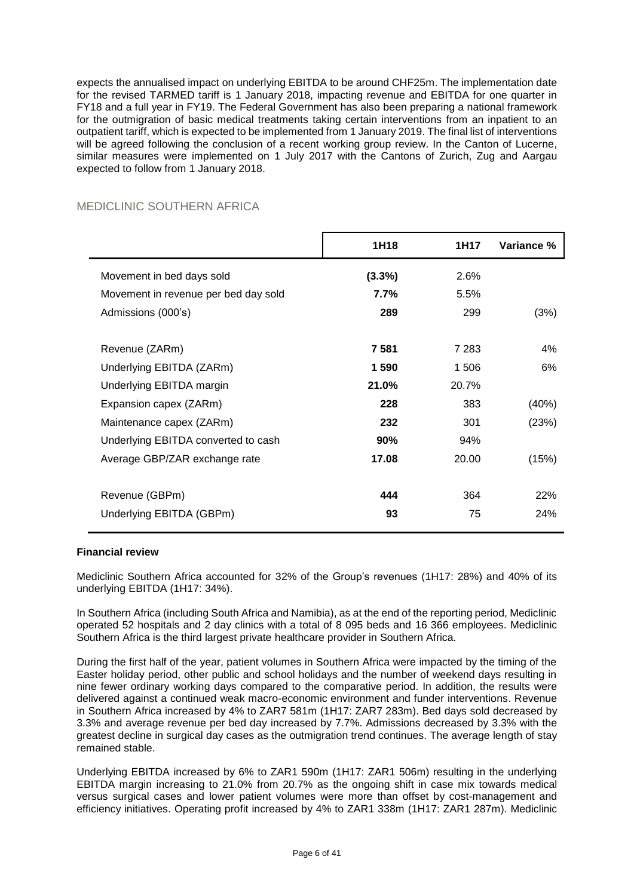expects the annualised impact on underlying EBITDA to be around CHF25m. The implementation date for the revised TARMED tariff is 1 January 2018, impacting revenue and EBITDA for one quarter in FY18 and a full year in FY19. The Federal Government has also been preparing a national framework for the outmigration of basic medical treatments taking certain interventions from an inpatient to an outpatient tariff, which is expected to be implemented from 1 January 2019. The final list of interventions will be agreed following the conclusion of a recent working group review. In the Canton of Lucerne, similar measures were implemented on 1 July 2017 with the Cantons of Zurich, Zug and Aargau expected to follow from 1 January 2018.

## MEDICLINIC SOUTHERN AFRICA

| | 1H18 | 1H17 | Variance % |
|---|---|---|---|
| Movement in bed days sold | **(3.3%)** | 2.6% | |
| Movement in revenue per bed day sold | **7.7%** | 5.5% | |
| Admissions (000's) | **289** | 299 | (3%) |
| Revenue (ZARm) | **7 581** | 7 283 | 4% |
| Underlying EBITDA (ZARm) | **1 590** | 1 506 | 6% |
| Underlying EBITDA margin | **21.0%** | 20.7% | |
| Expansion capex (ZARm) | **228** | 383 | (40%) |
| Maintenance capex (ZARm) | **232** | 301 | (23%) |
| Underlying EBITDA converted to cash | **90%** | 94% | |
| Average GBP/ZAR exchange rate | **17.08** | 20.00 | (15%) |
| Revenue (GBPm) | **444** | 364 | 22% |
| Underlying EBITDA (GBPm) | **93** | 75 | 24% |

**Financial review**

Mediclinic Southern Africa accounted for 32% of the Group's revenues (1H17: 28%) and 40% of its underlying EBITDA (1H17: 34%).

In Southern Africa (including South Africa and Namibia), as at the end of the reporting period, Mediclinic operated 52 hospitals and 2 day clinics with a total of 8 095 beds and 16 366 employees. Mediclinic Southern Africa is the third largest private healthcare provider in Southern Africa.

During the first half of the year, patient volumes in Southern Africa were impacted by the timing of the Easter holiday period, other public and school holidays and the number of weekend days resulting in nine fewer ordinary working days compared to the comparative period. In addition, the results were delivered against a continued weak macro-economic environment and funder interventions. Revenue in Southern Africa increased by 4% to ZAR7 581m (1H17: ZAR7 283m). Bed days sold decreased by 3.3% and average revenue per bed day increased by 7.7%. Admissions decreased by 3.3% with the greatest decline in surgical day cases as the outmigration trend continues. The average length of stay remained stable.

Underlying EBITDA increased by 6% to ZAR1 590m (1H17: ZAR1 506m) resulting in the underlying EBITDA margin increasing to 21.0% from 20.7% as the ongoing shift in case mix towards medical versus surgical cases and lower patient volumes were more than offset by cost-management and efficiency initiatives. Operating profit increased by 4% to ZAR1 338m (1H17: ZAR1 287m). Mediclinic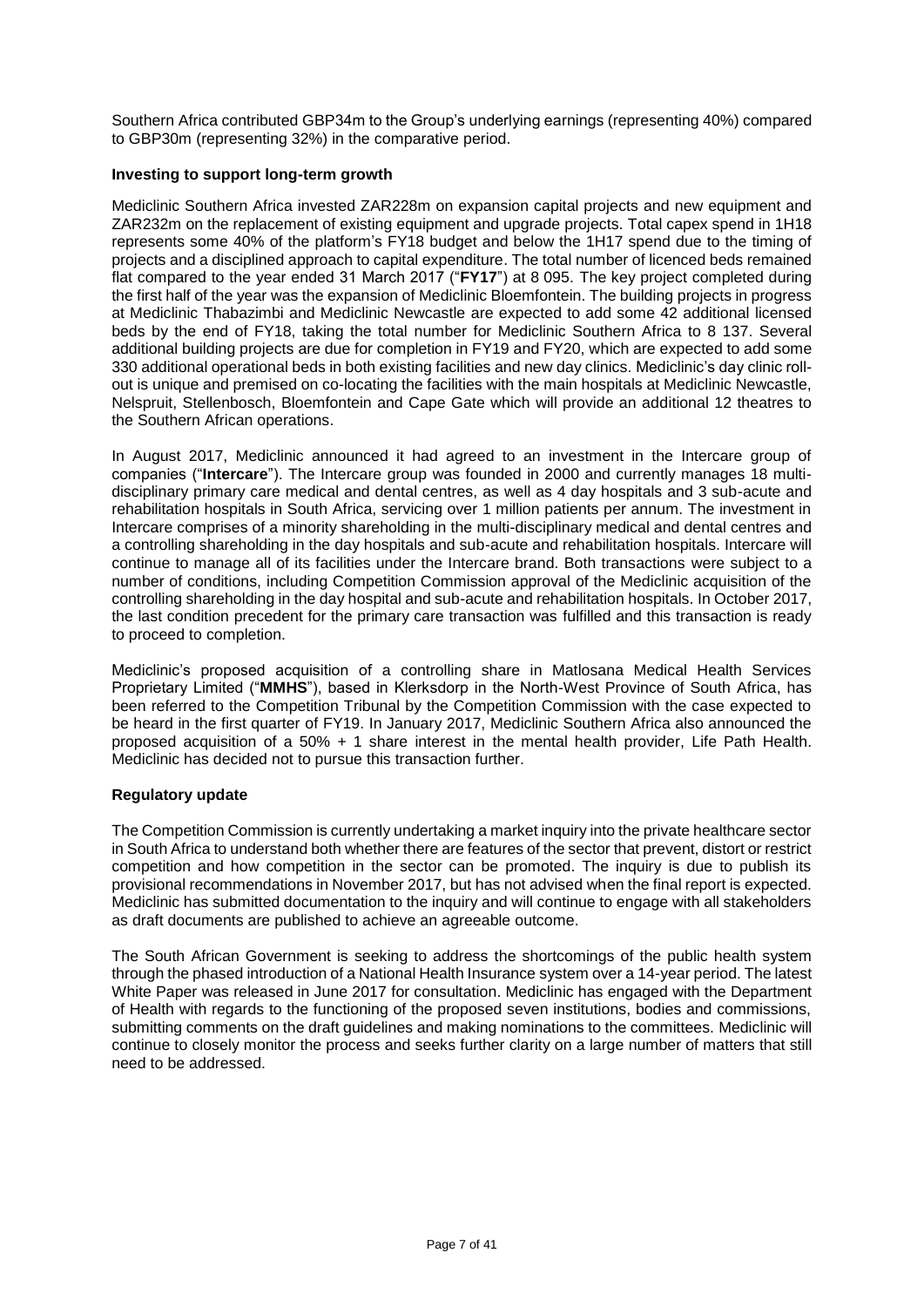Southern Africa contributed GBP34m to the Group's underlying earnings (representing 40%) compared to GBP30m (representing 32%) in the comparative period.

**Investing to support long-term growth**

Mediclinic Southern Africa invested ZAR228m on expansion capital projects and new equipment and ZAR232m on the replacement of existing equipment and upgrade projects. Total capex spend in 1H18 represents some 40% of the platform's FY18 budget and below the 1H17 spend due to the timing of projects and a disciplined approach to capital expenditure. The total number of licenced beds remained flat compared to the year ended 31 March 2017 ("**FY17**") at 8 095. The key project completed during the first half of the year was the expansion of Mediclinic Bloemfontein. The building projects in progress at Mediclinic Thabazimbi and Mediclinic Newcastle are expected to add some 42 additional licensed beds by the end of FY18, taking the total number for Mediclinic Southern Africa to 8 137. Several additional building projects are due for completion in FY19 and FY20, which are expected to add some 330 additional operational beds in both existing facilities and new day clinics. Mediclinic's day clinic roll-out is unique and premised on co-locating the facilities with the main hospitals at Mediclinic Newcastle, Nelspruit, Stellenbosch, Bloemfontein and Cape Gate which will provide an additional 12 theatres to the Southern African operations.

In August 2017, Mediclinic announced it had agreed to an investment in the Intercare group of companies ("**Intercare**"). The Intercare group was founded in 2000 and currently manages 18 multi-disciplinary primary care medical and dental centres, as well as 4 day hospitals and 3 sub-acute and rehabilitation hospitals in South Africa, servicing over 1 million patients per annum. The investment in Intercare comprises of a minority shareholding in the multi-disciplinary medical and dental centres and a controlling shareholding in the day hospitals and sub-acute and rehabilitation hospitals. Intercare will continue to manage all of its facilities under the Intercare brand. Both transactions were subject to a number of conditions, including Competition Commission approval of the Mediclinic acquisition of the controlling shareholding in the day hospital and sub-acute and rehabilitation hospitals. In October 2017, the last condition precedent for the primary care transaction was fulfilled and this transaction is ready to proceed to completion.

Mediclinic's proposed acquisition of a controlling share in Matlosana Medical Health Services Proprietary Limited ("**MMHS**"), based in Klerksdorp in the North-West Province of South Africa, has been referred to the Competition Tribunal by the Competition Commission with the case expected to be heard in the first quarter of FY19. In January 2017, Mediclinic Southern Africa also announced the proposed acquisition of a 50% + 1 share interest in the mental health provider, Life Path Health. Mediclinic has decided not to pursue this transaction further.

**Regulatory update**

The Competition Commission is currently undertaking a market inquiry into the private healthcare sector in South Africa to understand both whether there are features of the sector that prevent, distort or restrict competition and how competition in the sector can be promoted. The inquiry is due to publish its provisional recommendations in November 2017, but has not advised when the final report is expected. Mediclinic has submitted documentation to the inquiry and will continue to engage with all stakeholders as draft documents are published to achieve an agreeable outcome.

The South African Government is seeking to address the shortcomings of the public health system through the phased introduction of a National Health Insurance system over a 14-year period. The latest White Paper was released in June 2017 for consultation. Mediclinic has engaged with the Department of Health with regards to the functioning of the proposed seven institutions, bodies and commissions, submitting comments on the draft guidelines and making nominations to the committees. Mediclinic will continue to closely monitor the process and seeks further clarity on a large number of matters that still need to be addressed.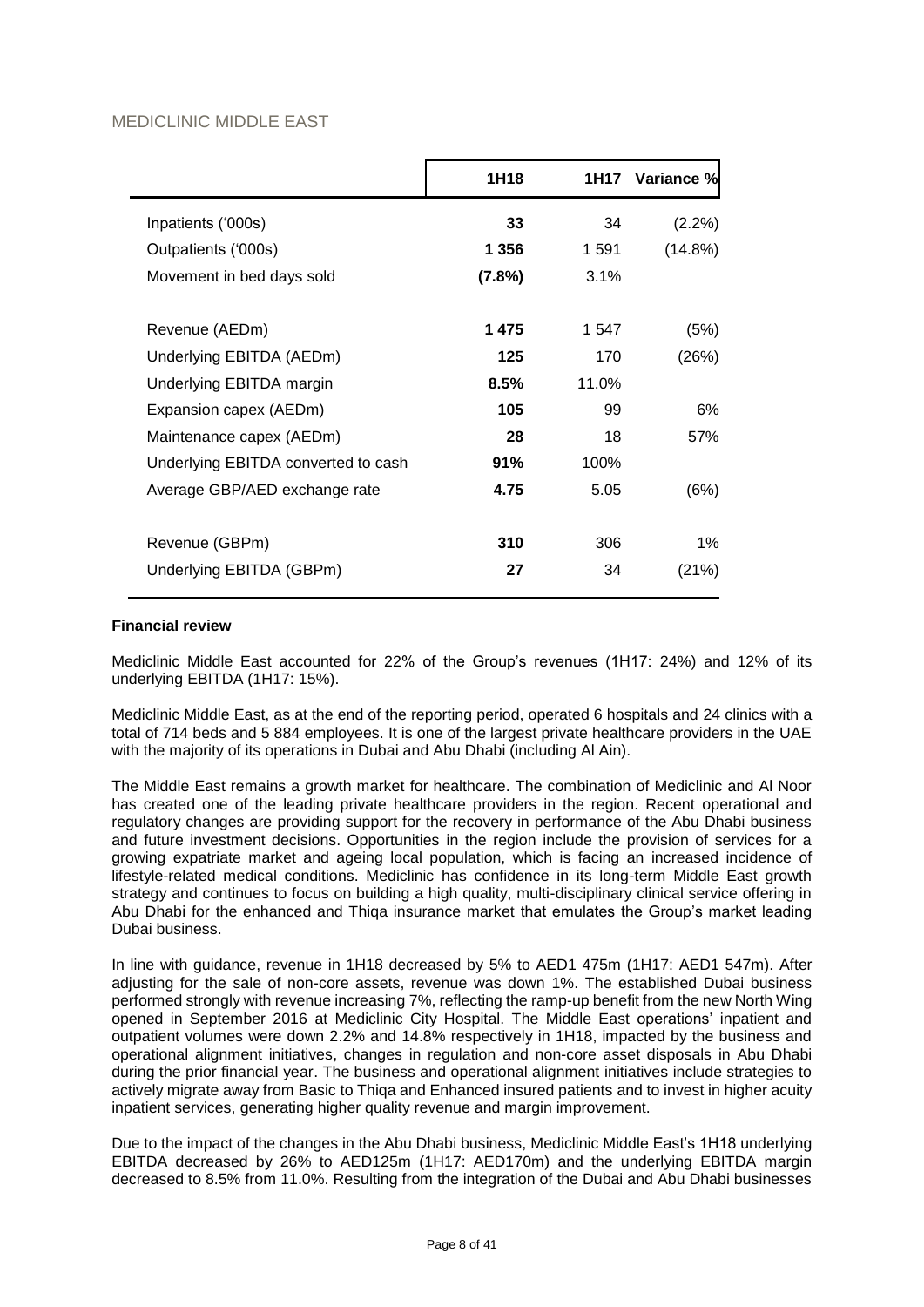## MEDICLINIC MIDDLE EAST

| | 1H18 | 1H17 | Variance % |
|---|---|---|---|
| Inpatients ('000s) | **33** | 34 | (2.2%) |
| Outpatients ('000s) | **1 356** | 1 591 | (14.8%) |
| Movement in bed days sold | **(7.8%)** | 3.1% | |
| | | | |
| Revenue (AEDm) | **1 475** | 1 547 | (5%) |
| Underlying EBITDA (AEDm) | **125** | 170 | (26%) |
| Underlying EBITDA margin | **8.5%** | 11.0% | |
| Expansion capex (AEDm) | **105** | 99 | 6% |
| Maintenance capex (AEDm) | **28** | 18 | 57% |
| Underlying EBITDA converted to cash | **91%** | 100% | |
| Average GBP/AED exchange rate | **4.75** | 5.05 | (6%) |
| | | | |
| Revenue (GBPm) | **310** | 306 | 1% |
| Underlying EBITDA (GBPm) | **27** | 34 | (21%) |

**Financial review**

Mediclinic Middle East accounted for 22% of the Group's revenues (1H17: 24%) and 12% of its underlying EBITDA (1H17: 15%).

Mediclinic Middle East, as at the end of the reporting period, operated 6 hospitals and 24 clinics with a total of 714 beds and 5 884 employees. It is one of the largest private healthcare providers in the UAE with the majority of its operations in Dubai and Abu Dhabi (including Al Ain).

The Middle East remains a growth market for healthcare. The combination of Mediclinic and Al Noor has created one of the leading private healthcare providers in the region. Recent operational and regulatory changes are providing support for the recovery in performance of the Abu Dhabi business and future investment decisions. Opportunities in the region include the provision of services for a growing expatriate market and ageing local population, which is facing an increased incidence of lifestyle-related medical conditions. Mediclinic has confidence in its long-term Middle East growth strategy and continues to focus on building a high quality, multi-disciplinary clinical service offering in Abu Dhabi for the enhanced and Thiqa insurance market that emulates the Group's market leading Dubai business.

In line with guidance, revenue in 1H18 decreased by 5% to AED1 475m (1H17: AED1 547m). After adjusting for the sale of non-core assets, revenue was down 1%. The established Dubai business performed strongly with revenue increasing 7%, reflecting the ramp-up benefit from the new North Wing opened in September 2016 at Mediclinic City Hospital. The Middle East operations' inpatient and outpatient volumes were down 2.2% and 14.8% respectively in 1H18, impacted by the business and operational alignment initiatives, changes in regulation and non-core asset disposals in Abu Dhabi during the prior financial year. The business and operational alignment initiatives include strategies to actively migrate away from Basic to Thiqa and Enhanced insured patients and to invest in higher acuity inpatient services, generating higher quality revenue and margin improvement.

Due to the impact of the changes in the Abu Dhabi business, Mediclinic Middle East's 1H18 underlying EBITDA decreased by 26% to AED125m (1H17: AED170m) and the underlying EBITDA margin decreased to 8.5% from 11.0%. Resulting from the integration of the Dubai and Abu Dhabi businesses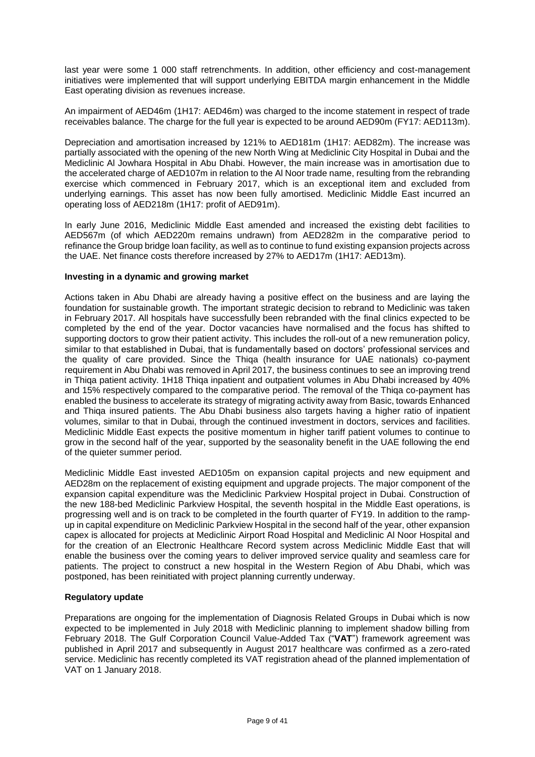last year were some 1 000 staff retrenchments. In addition, other efficiency and cost-management initiatives were implemented that will support underlying EBITDA margin enhancement in the Middle East operating division as revenues increase.

An impairment of AED46m (1H17: AED46m) was charged to the income statement in respect of trade receivables balance. The charge for the full year is expected to be around AED90m (FY17: AED113m).

Depreciation and amortisation increased by 121% to AED181m (1H17: AED82m). The increase was partially associated with the opening of the new North Wing at Mediclinic City Hospital in Dubai and the Mediclinic Al Jowhara Hospital in Abu Dhabi. However, the main increase was in amortisation due to the accelerated charge of AED107m in relation to the Al Noor trade name, resulting from the rebranding exercise which commenced in February 2017, which is an exceptional item and excluded from underlying earnings. This asset has now been fully amortised. Mediclinic Middle East incurred an operating loss of AED218m (1H17: profit of AED91m).

In early June 2016, Mediclinic Middle East amended and increased the existing debt facilities to AED567m (of which AED220m remains undrawn) from AED282m in the comparative period to refinance the Group bridge loan facility, as well as to continue to fund existing expansion projects across the UAE. Net finance costs therefore increased by 27% to AED17m (1H17: AED13m).

**Investing in a dynamic and growing market**

Actions taken in Abu Dhabi are already having a positive effect on the business and are laying the foundation for sustainable growth. The important strategic decision to rebrand to Mediclinic was taken in February 2017. All hospitals have successfully been rebranded with the final clinics expected to be completed by the end of the year. Doctor vacancies have normalised and the focus has shifted to supporting doctors to grow their patient activity. This includes the roll-out of a new remuneration policy, similar to that established in Dubai, that is fundamentally based on doctors' professional services and the quality of care provided. Since the Thiqa (health insurance for UAE nationals) co-payment requirement in Abu Dhabi was removed in April 2017, the business continues to see an improving trend in Thiqa patient activity. 1H18 Thiqa inpatient and outpatient volumes in Abu Dhabi increased by 40% and 15% respectively compared to the comparative period. The removal of the Thiqa co-payment has enabled the business to accelerate its strategy of migrating activity away from Basic, towards Enhanced and Thiqa insured patients. The Abu Dhabi business also targets having a higher ratio of inpatient volumes, similar to that in Dubai, through the continued investment in doctors, services and facilities. Mediclinic Middle East expects the positive momentum in higher tariff patient volumes to continue to grow in the second half of the year, supported by the seasonality benefit in the UAE following the end of the quieter summer period.

Mediclinic Middle East invested AED105m on expansion capital projects and new equipment and AED28m on the replacement of existing equipment and upgrade projects. The major component of the expansion capital expenditure was the Mediclinic Parkview Hospital project in Dubai. Construction of the new 188-bed Mediclinic Parkview Hospital, the seventh hospital in the Middle East operations, is progressing well and is on track to be completed in the fourth quarter of FY19. In addition to the ramp-up in capital expenditure on Mediclinic Parkview Hospital in the second half of the year, other expansion capex is allocated for projects at Mediclinic Airport Road Hospital and Mediclinic Al Noor Hospital and for the creation of an Electronic Healthcare Record system across Mediclinic Middle East that will enable the business over the coming years to deliver improved service quality and seamless care for patients. The project to construct a new hospital in the Western Region of Abu Dhabi, which was postponed, has been reinitiated with project planning currently underway.

**Regulatory update**

Preparations are ongoing for the implementation of Diagnosis Related Groups in Dubai which is now expected to be implemented in July 2018 with Mediclinic planning to implement shadow billing from February 2018. The Gulf Corporation Council Value-Added Tax ("**VAT**") framework agreement was published in April 2017 and subsequently in August 2017 healthcare was confirmed as a zero-rated service. Mediclinic has recently completed its VAT registration ahead of the planned implementation of VAT on 1 January 2018.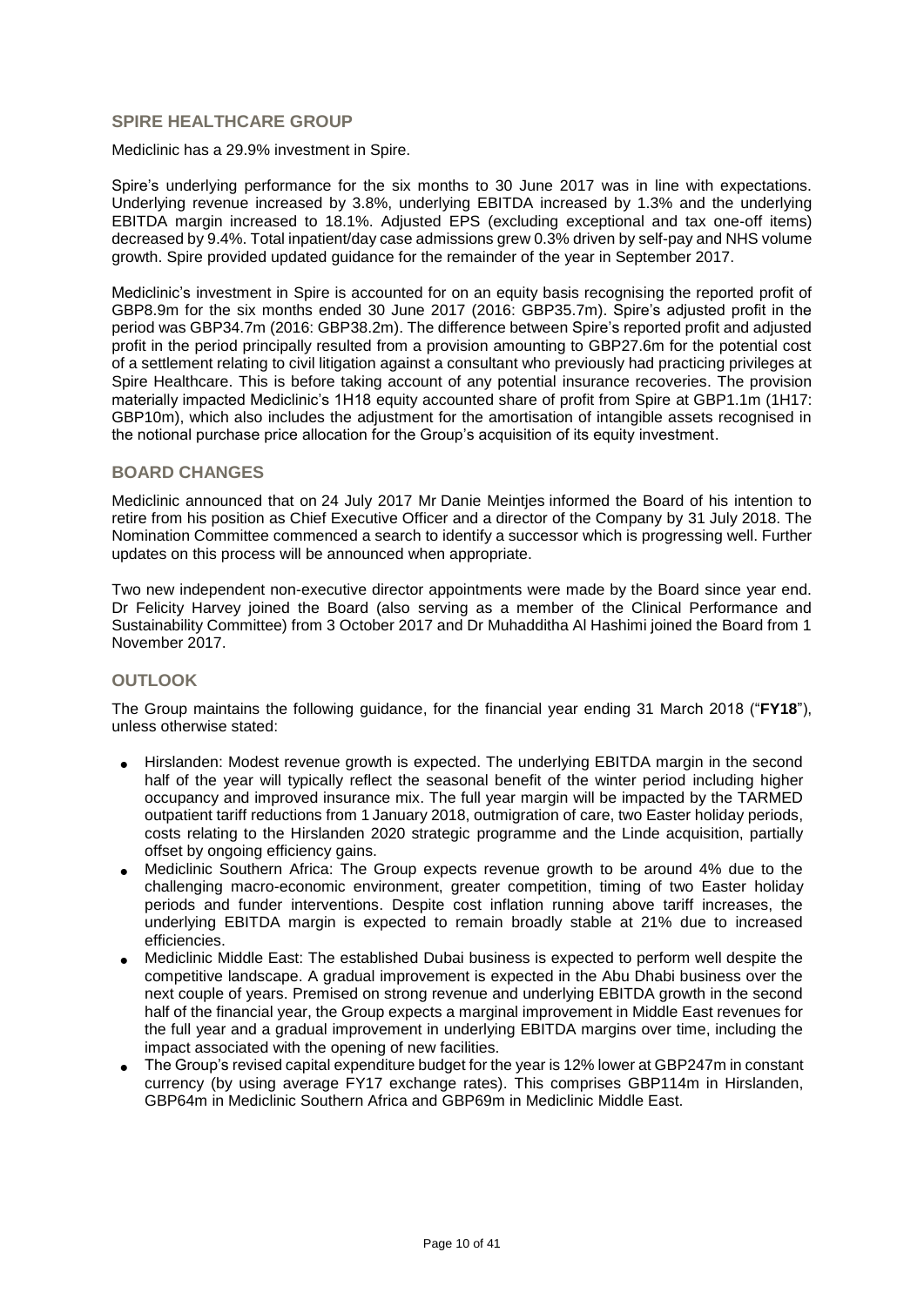## SPIRE HEALTHCARE GROUP

Mediclinic has a 29.9% investment in Spire.

Spire's underlying performance for the six months to 30 June 2017 was in line with expectations. Underlying revenue increased by 3.8%, underlying EBITDA increased by 1.3% and the underlying EBITDA margin increased to 18.1%. Adjusted EPS (excluding exceptional and tax one-off items) decreased by 9.4%. Total inpatient/day case admissions grew 0.3% driven by self-pay and NHS volume growth. Spire provided updated guidance for the remainder of the year in September 2017.

Mediclinic's investment in Spire is accounted for on an equity basis recognising the reported profit of GBP8.9m for the six months ended 30 June 2017 (2016: GBP35.7m). Spire's adjusted profit in the period was GBP34.7m (2016: GBP38.2m). The difference between Spire's reported profit and adjusted profit in the period principally resulted from a provision amounting to GBP27.6m for the potential cost of a settlement relating to civil litigation against a consultant who previously had practicing privileges at Spire Healthcare. This is before taking account of any potential insurance recoveries. The provision materially impacted Mediclinic's 1H18 equity accounted share of profit from Spire at GBP1.1m (1H17: GBP10m), which also includes the adjustment for the amortisation of intangible assets recognised in the notional purchase price allocation for the Group's acquisition of its equity investment.

## BOARD CHANGES

Mediclinic announced that on 24 July 2017 Mr Danie Meintjes informed the Board of his intention to retire from his position as Chief Executive Officer and a director of the Company by 31 July 2018. The Nomination Committee commenced a search to identify a successor which is progressing well. Further updates on this process will be announced when appropriate.

Two new independent non-executive director appointments were made by the Board since year end. Dr Felicity Harvey joined the Board (also serving as a member of the Clinical Performance and Sustainability Committee) from 3 October 2017 and Dr Muhadditha Al Hashimi joined the Board from 1 November 2017.

## OUTLOOK

The Group maintains the following guidance, for the financial year ending 31 March 2018 ("**FY18**"), unless otherwise stated:

- Hirslanden: Modest revenue growth is expected. The underlying EBITDA margin in the second half of the year will typically reflect the seasonal benefit of the winter period including higher occupancy and improved insurance mix. The full year margin will be impacted by the TARMED outpatient tariff reductions from 1 January 2018, outmigration of care, two Easter holiday periods, costs relating to the Hirslanden 2020 strategic programme and the Linde acquisition, partially offset by ongoing efficiency gains.
- Mediclinic Southern Africa: The Group expects revenue growth to be around 4% due to the challenging macro-economic environment, greater competition, timing of two Easter holiday periods and funder interventions. Despite cost inflation running above tariff increases, the underlying EBITDA margin is expected to remain broadly stable at 21% due to increased efficiencies.
- Mediclinic Middle East: The established Dubai business is expected to perform well despite the competitive landscape. A gradual improvement is expected in the Abu Dhabi business over the next couple of years. Premised on strong revenue and underlying EBITDA growth in the second half of the financial year, the Group expects a marginal improvement in Middle East revenues for the full year and a gradual improvement in underlying EBITDA margins over time, including the impact associated with the opening of new facilities.
- The Group's revised capital expenditure budget for the year is 12% lower at GBP247m in constant currency (by using average FY17 exchange rates). This comprises GBP114m in Hirslanden, GBP64m in Mediclinic Southern Africa and GBP69m in Mediclinic Middle East.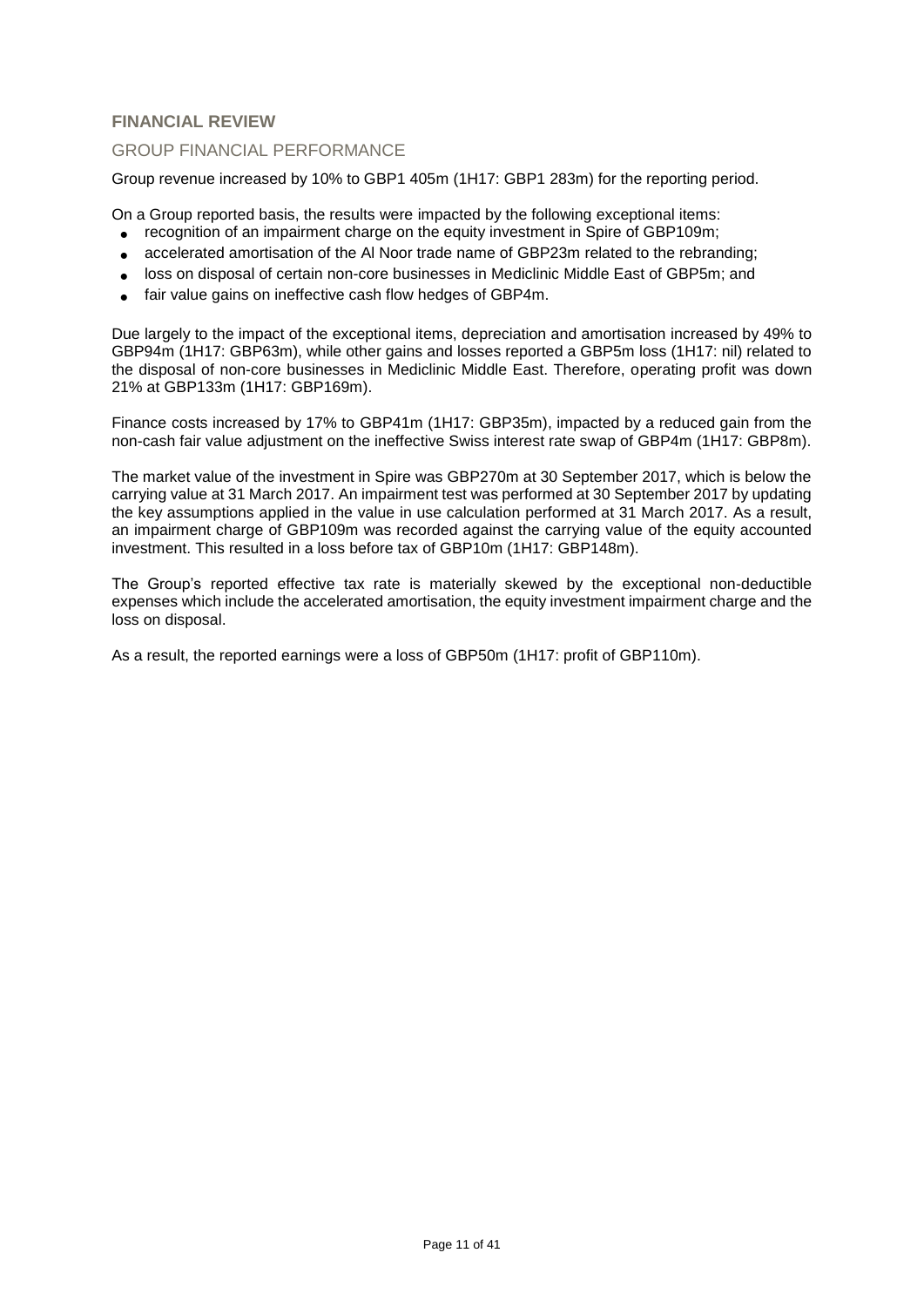## FINANCIAL REVIEW

### GROUP FINANCIAL PERFORMANCE

Group revenue increased by 10% to GBP1 405m (1H17: GBP1 283m) for the reporting period.

On a Group reported basis, the results were impacted by the following exceptional items:

- recognition of an impairment charge on the equity investment in Spire of GBP109m;
- accelerated amortisation of the Al Noor trade name of GBP23m related to the rebranding;
- loss on disposal of certain non-core businesses in Mediclinic Middle East of GBP5m; and
- fair value gains on ineffective cash flow hedges of GBP4m.

Due largely to the impact of the exceptional items, depreciation and amortisation increased by 49% to GBP94m (1H17: GBP63m), while other gains and losses reported a GBP5m loss (1H17: nil) related to the disposal of non-core businesses in Mediclinic Middle East. Therefore, operating profit was down 21% at GBP133m (1H17: GBP169m).

Finance costs increased by 17% to GBP41m (1H17: GBP35m), impacted by a reduced gain from the non-cash fair value adjustment on the ineffective Swiss interest rate swap of GBP4m (1H17: GBP8m).

The market value of the investment in Spire was GBP270m at 30 September 2017, which is below the carrying value at 31 March 2017. An impairment test was performed at 30 September 2017 by updating the key assumptions applied in the value in use calculation performed at 31 March 2017. As a result, an impairment charge of GBP109m was recorded against the carrying value of the equity accounted investment. This resulted in a loss before tax of GBP10m (1H17: GBP148m).

The Group's reported effective tax rate is materially skewed by the exceptional non-deductible expenses which include the accelerated amortisation, the equity investment impairment charge and the loss on disposal.

As a result, the reported earnings were a loss of GBP50m (1H17: profit of GBP110m).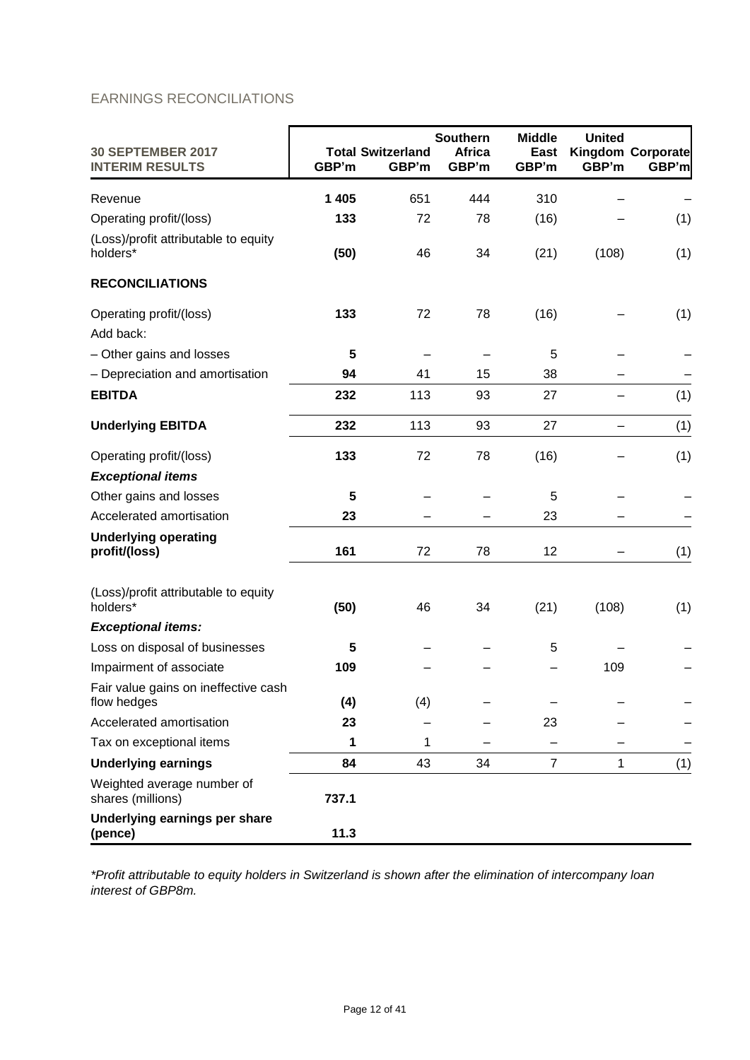## EARNINGS RECONCILIATIONS

| 30 SEPTEMBER 2017 INTERIM RESULTS | Total GBP'm | Switzerland GBP'm | Southern Africa GBP'm | Middle East GBP'm | United Kingdom GBP'm | Corporate GBP'm |
|---|---|---|---|---|---|---|
| Revenue | **1 405** | 651 | 444 | 310 | – | – |
| Operating profit/(loss) | **133** | 72 | 78 | (16) | – | (1) |
| (Loss)/profit attributable to equity holders* | **(50)** | 46 | 34 | (21) | (108) | (1) |
| **RECONCILIATIONS** | | | | | | |
| Operating profit/(loss) | **133** | 72 | 78 | (16) | – | (1) |
| Add back: | | | | | | |
| – Other gains and losses | **5** | – | – | 5 | – | – |
| – Depreciation and amortisation | **94** | 41 | 15 | 38 | – | – |
| **EBITDA** | **232** | 113 | 93 | 27 | – | (1) |
| **Underlying EBITDA** | **232** | 113 | 93 | 27 | – | (1) |
| Operating profit/(loss) | **133** | 72 | 78 | (16) | – | (1) |
| ***Exceptional items*** | | | | | | |
| Other gains and losses | **5** | – | – | 5 | – | – |
| Accelerated amortisation | **23** | – | – | 23 | – | – |
| **Underlying operating profit/(loss)** | **161** | 72 | 78 | 12 | – | (1) |
| (Loss)/profit attributable to equity holders* | **(50)** | 46 | 34 | (21) | (108) | (1) |
| ***Exceptional items:*** | | | | | | |
| Loss on disposal of businesses | **5** | – | – | 5 | – | – |
| Impairment of associate | **109** | – | – | – | 109 | – |
| Fair value gains on ineffective cash flow hedges | **(4)** | (4) | – | – | – | – |
| Accelerated amortisation | **23** | – | – | 23 | – | – |
| Tax on exceptional items | **1** | 1 | – | – | – | – |
| **Underlying earnings** | **84** | 43 | 34 | 7 | 1 | (1) |
| Weighted average number of shares (millions) | **737.1** | | | | | |
| **Underlying earnings per share (pence)** | **11.3** | | | | | |

*\*Profit attributable to equity holders in Switzerland is shown after the elimination of intercompany loan interest of GBP8m.*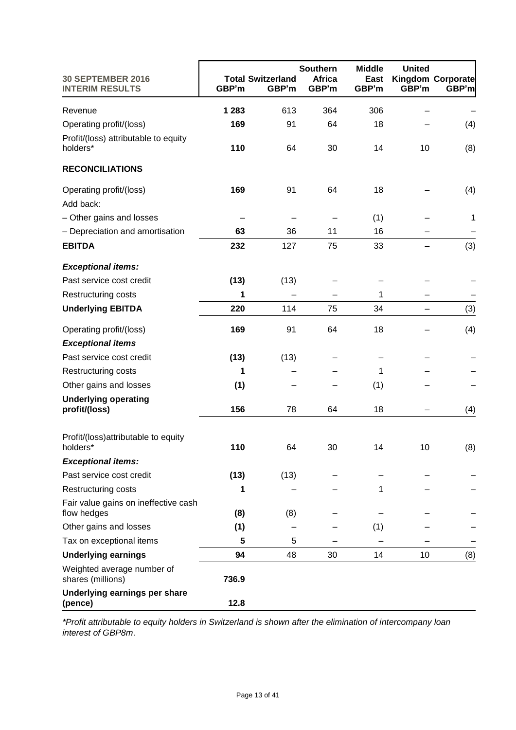| 30 SEPTEMBER 2016 INTERIM RESULTS | Total GBP'm | Switzerland GBP'm | Southern Africa GBP'm | Middle East GBP'm | United Kingdom GBP'm | Corporate GBP'm |
|---|---|---|---|---|---|---|
| Revenue | **1 283** | 613 | 364 | 306 | – | – |
| Operating profit/(loss) | **169** | 91 | 64 | 18 | – | (4) |
| Profit/(loss) attributable to equity holders* | **110** | 64 | 30 | 14 | 10 | (8) |
| **RECONCILIATIONS** | | | | | | |
| Operating profit/(loss) | **169** | 91 | 64 | 18 | – | (4) |
| Add back: | | | | | | |
| – Other gains and losses | – | – | – | (1) | – | 1 |
| – Depreciation and amortisation | **63** | 36 | 11 | 16 | – | – |
| **EBITDA** | **232** | 127 | 75 | 33 | – | (3) |
| ***Exceptional items:*** | | | | | | |
| Past service cost credit | **(13)** | (13) | – | – | – | – |
| Restructuring costs | **1** | – | – | 1 | – | – |
| **Underlying EBITDA** | **220** | 114 | 75 | 34 | – | (3) |
| Operating profit/(loss) | **169** | 91 | 64 | 18 | – | (4) |
| ***Exceptional items*** | | | | | | |
| Past service cost credit | **(13)** | (13) | – | – | – | – |
| Restructuring costs | **1** | – | – | 1 | – | – |
| Other gains and losses | **(1)** | – | – | (1) | – | – |
| **Underlying operating profit/(loss)** | **156** | 78 | 64 | 18 | – | (4) |
| Profit/(loss)attributable to equity holders* | **110** | 64 | 30 | 14 | 10 | (8) |
| ***Exceptional items:*** | | | | | | |
| Past service cost credit | **(13)** | (13) | – | – | – | – |
| Restructuring costs | **1** | – | – | 1 | – | – |
| Fair value gains on ineffective cash flow hedges | **(8)** | (8) | – | – | – | – |
| Other gains and losses | **(1)** | – | – | (1) | – | – |
| Tax on exceptional items | **5** | 5 | – | – | – | – |
| **Underlying earnings** | **94** | 48 | 30 | 14 | 10 | (8) |
| Weighted average number of shares (millions) | **736.9** | | | | | |
| **Underlying earnings per share (pence)** | **12.8** | | | | | |

*\*Profit attributable to equity holders in Switzerland is shown after the elimination of intercompany loan interest of GBP8m.*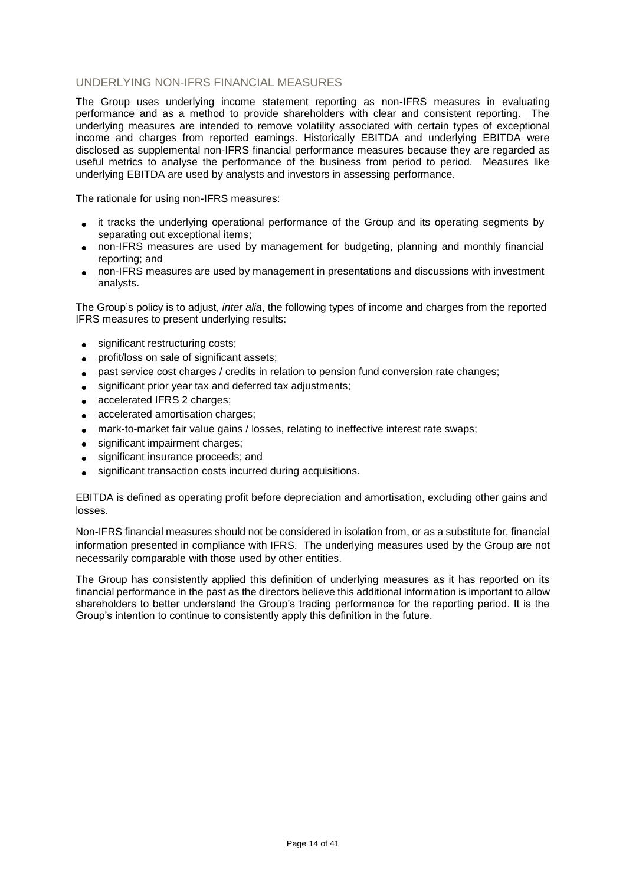## UNDERLYING NON-IFRS FINANCIAL MEASURES

The Group uses underlying income statement reporting as non-IFRS measures in evaluating performance and as a method to provide shareholders with clear and consistent reporting. The underlying measures are intended to remove volatility associated with certain types of exceptional income and charges from reported earnings. Historically EBITDA and underlying EBITDA were disclosed as supplemental non-IFRS financial performance measures because they are regarded as useful metrics to analyse the performance of the business from period to period. Measures like underlying EBITDA are used by analysts and investors in assessing performance.

The rationale for using non-IFRS measures:

- it tracks the underlying operational performance of the Group and its operating segments by separating out exceptional items;
- non-IFRS measures are used by management for budgeting, planning and monthly financial reporting; and
- non-IFRS measures are used by management in presentations and discussions with investment analysts.

The Group's policy is to adjust, *inter alia*, the following types of income and charges from the reported IFRS measures to present underlying results:

- significant restructuring costs;
- profit/loss on sale of significant assets;
- past service cost charges / credits in relation to pension fund conversion rate changes;
- significant prior year tax and deferred tax adjustments;
- accelerated IFRS 2 charges;
- accelerated amortisation charges;
- mark-to-market fair value gains / losses, relating to ineffective interest rate swaps;
- significant impairment charges;
- significant insurance proceeds; and
- significant transaction costs incurred during acquisitions.

EBITDA is defined as operating profit before depreciation and amortisation, excluding other gains and losses.

Non-IFRS financial measures should not be considered in isolation from, or as a substitute for, financial information presented in compliance with IFRS. The underlying measures used by the Group are not necessarily comparable with those used by other entities.

The Group has consistently applied this definition of underlying measures as it has reported on its financial performance in the past as the directors believe this additional information is important to allow shareholders to better understand the Group's trading performance for the reporting period. It is the Group's intention to continue to consistently apply this definition in the future.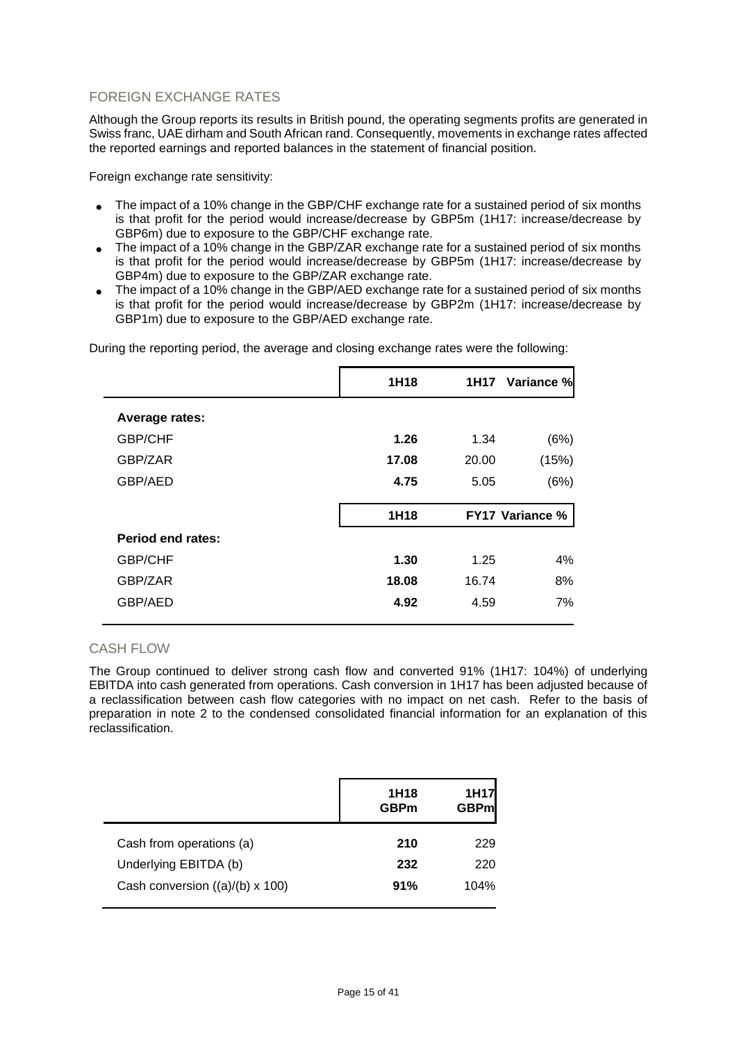## FOREIGN EXCHANGE RATES

Although the Group reports its results in British pound, the operating segments profits are generated in Swiss franc, UAE dirham and South African rand. Consequently, movements in exchange rates affected the reported earnings and reported balances in the statement of financial position.

Foreign exchange rate sensitivity:

- The impact of a 10% change in the GBP/CHF exchange rate for a sustained period of six months is that profit for the period would increase/decrease by GBP5m (1H17: increase/decrease by GBP6m) due to exposure to the GBP/CHF exchange rate.
- The impact of a 10% change in the GBP/ZAR exchange rate for a sustained period of six months is that profit for the period would increase/decrease by GBP5m (1H17: increase/decrease by GBP4m) due to exposure to the GBP/ZAR exchange rate.
- The impact of a 10% change in the GBP/AED exchange rate for a sustained period of six months is that profit for the period would increase/decrease by GBP2m (1H17: increase/decrease by GBP1m) due to exposure to the GBP/AED exchange rate.

During the reporting period, the average and closing exchange rates were the following:

| | 1H18 | 1H17 | Variance % |
|---|---|---|---|
| **Average rates:** | | | |
| GBP/CHF | **1.26** | 1.34 | (6%) |
| GBP/ZAR | **17.08** | 20.00 | (15%) |
| GBP/AED | **4.75** | 5.05 | (6%) |
| | **1H18** | **FY17** | **Variance %** |
| **Period end rates:** | | | |
| GBP/CHF | **1.30** | 1.25 | 4% |
| GBP/ZAR | **18.08** | 16.74 | 8% |
| GBP/AED | **4.92** | 4.59 | 7% |

## CASH FLOW

The Group continued to deliver strong cash flow and converted 91% (1H17: 104%) of underlying EBITDA into cash generated from operations. Cash conversion in 1H17 has been adjusted because of a reclassification between cash flow categories with no impact on net cash. Refer to the basis of preparation in note 2 to the condensed consolidated financial information for an explanation of this reclassification.

| | 1H18 GBPm | 1H17 GBPm |
|---|---|---|
| Cash from operations (a) | **210** | 229 |
| Underlying EBITDA (b) | **232** | 220 |
| Cash conversion ((a)/(b) x 100) | **91%** | 104% |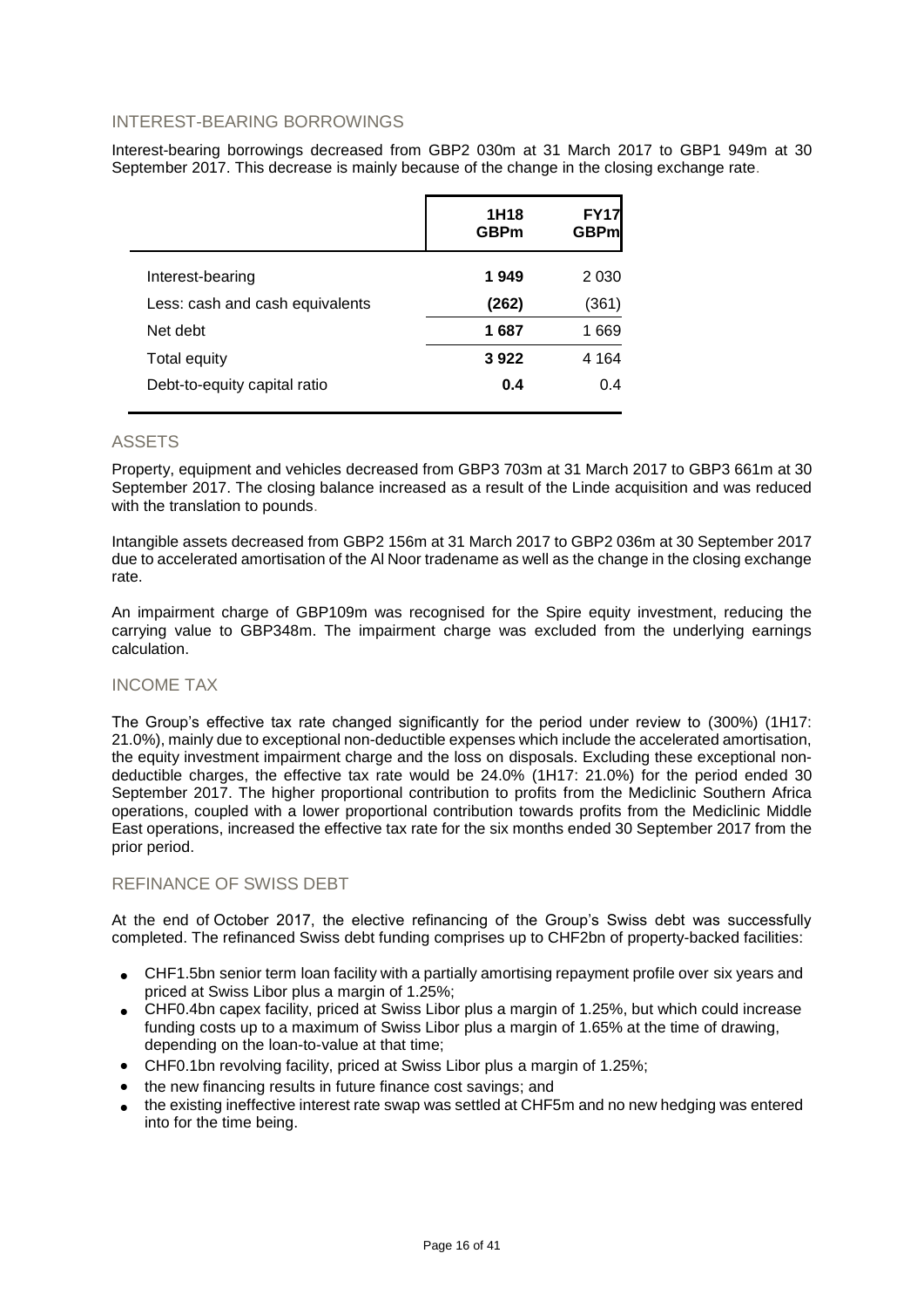## INTEREST-BEARING BORROWINGS

Interest-bearing borrowings decreased from GBP2 030m at 31 March 2017 to GBP1 949m at 30 September 2017. This decrease is mainly because of the change in the closing exchange rate.

| | 1H18 GBPm | FY17 GBPm |
|---|---|---|
| Interest-bearing | **1 949** | 2 030 |
| Less: cash and cash equivalents | **(262)** | (361) |
| Net debt | **1 687** | 1 669 |
| Total equity | **3 922** | 4 164 |
| Debt-to-equity capital ratio | **0.4** | 0.4 |

## ASSETS

Property, equipment and vehicles decreased from GBP3 703m at 31 March 2017 to GBP3 661m at 30 September 2017. The closing balance increased as a result of the Linde acquisition and was reduced with the translation to pounds.

Intangible assets decreased from GBP2 156m at 31 March 2017 to GBP2 036m at 30 September 2017 due to accelerated amortisation of the Al Noor tradename as well as the change in the closing exchange rate.

An impairment charge of GBP109m was recognised for the Spire equity investment, reducing the carrying value to GBP348m. The impairment charge was excluded from the underlying earnings calculation.

## INCOME TAX

The Group's effective tax rate changed significantly for the period under review to (300%) (1H17: 21.0%), mainly due to exceptional non-deductible expenses which include the accelerated amortisation, the equity investment impairment charge and the loss on disposals. Excluding these exceptional non-deductible charges, the effective tax rate would be 24.0% (1H17: 21.0%) for the period ended 30 September 2017. The higher proportional contribution to profits from the Mediclinic Southern Africa operations, coupled with a lower proportional contribution towards profits from the Mediclinic Middle East operations, increased the effective tax rate for the six months ended 30 September 2017 from the prior period.

## REFINANCE OF SWISS DEBT

At the end of October 2017, the elective refinancing of the Group's Swiss debt was successfully completed. The refinanced Swiss debt funding comprises up to CHF2bn of property-backed facilities:

- CHF1.5bn senior term loan facility with a partially amortising repayment profile over six years and priced at Swiss Libor plus a margin of 1.25%;
- CHF0.4bn capex facility, priced at Swiss Libor plus a margin of 1.25%, but which could increase funding costs up to a maximum of Swiss Libor plus a margin of 1.65% at the time of drawing, depending on the loan-to-value at that time;
- CHF0.1bn revolving facility, priced at Swiss Libor plus a margin of 1.25%;
- the new financing results in future finance cost savings; and
- the existing ineffective interest rate swap was settled at CHF5m and no new hedging was entered into for the time being.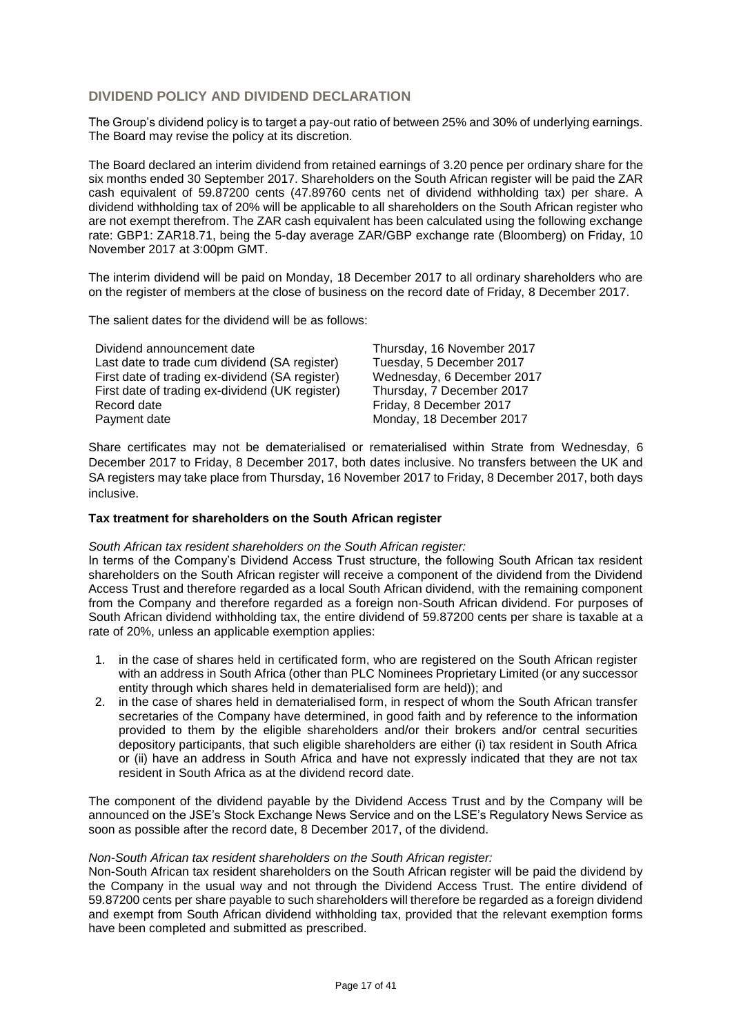## DIVIDEND POLICY AND DIVIDEND DECLARATION

The Group's dividend policy is to target a pay-out ratio of between 25% and 30% of underlying earnings. The Board may revise the policy at its discretion.

The Board declared an interim dividend from retained earnings of 3.20 pence per ordinary share for the six months ended 30 September 2017. Shareholders on the South African register will be paid the ZAR cash equivalent of 59.87200 cents (47.89760 cents net of dividend withholding tax) per share. A dividend withholding tax of 20% will be applicable to all shareholders on the South African register who are not exempt therefrom. The ZAR cash equivalent has been calculated using the following exchange rate: GBP1: ZAR18.71, being the 5-day average ZAR/GBP exchange rate (Bloomberg) on Friday, 10 November 2017 at 3:00pm GMT.

The interim dividend will be paid on Monday, 18 December 2017 to all ordinary shareholders who are on the register of members at the close of business on the record date of Friday, 8 December 2017.

The salient dates for the dividend will be as follows:

| | |
|---|---|
| Dividend announcement date | Thursday, 16 November 2017 |
| Last date to trade cum dividend (SA register) | Tuesday, 5 December 2017 |
| First date of trading ex-dividend (SA register) | Wednesday, 6 December 2017 |
| First date of trading ex-dividend (UK register) | Thursday, 7 December 2017 |
| Record date | Friday, 8 December 2017 |
| Payment date | Monday, 18 December 2017 |

Share certificates may not be dematerialised or rematerialised within Strate from Wednesday, 6 December 2017 to Friday, 8 December 2017, both dates inclusive. No transfers between the UK and SA registers may take place from Thursday, 16 November 2017 to Friday, 8 December 2017, both days inclusive.

**Tax treatment for shareholders on the South African register**

*South African tax resident shareholders on the South African register:*
In terms of the Company's Dividend Access Trust structure, the following South African tax resident shareholders on the South African register will receive a component of the dividend from the Dividend Access Trust and therefore regarded as a local South African dividend, with the remaining component from the Company and therefore regarded as a foreign non-South African dividend. For purposes of South African dividend withholding tax, the entire dividend of 59.87200 cents per share is taxable at a rate of 20%, unless an applicable exemption applies:

1. in the case of shares held in certificated form, who are registered on the South African register with an address in South Africa (other than PLC Nominees Proprietary Limited (or any successor entity through which shares held in dematerialised form are held)); and
2. in the case of shares held in dematerialised form, in respect of whom the South African transfer secretaries of the Company have determined, in good faith and by reference to the information provided to them by the eligible shareholders and/or their brokers and/or central securities depository participants, that such eligible shareholders are either (i) tax resident in South Africa or (ii) have an address in South Africa and have not expressly indicated that they are not tax resident in South Africa as at the dividend record date.

The component of the dividend payable by the Dividend Access Trust and by the Company will be announced on the JSE's Stock Exchange News Service and on the LSE's Regulatory News Service as soon as possible after the record date, 8 December 2017, of the dividend.

*Non-South African tax resident shareholders on the South African register:*
Non-South African tax resident shareholders on the South African register will be paid the dividend by the Company in the usual way and not through the Dividend Access Trust. The entire dividend of 59.87200 cents per share payable to such shareholders will therefore be regarded as a foreign dividend and exempt from South African dividend withholding tax, provided that the relevant exemption forms have been completed and submitted as prescribed.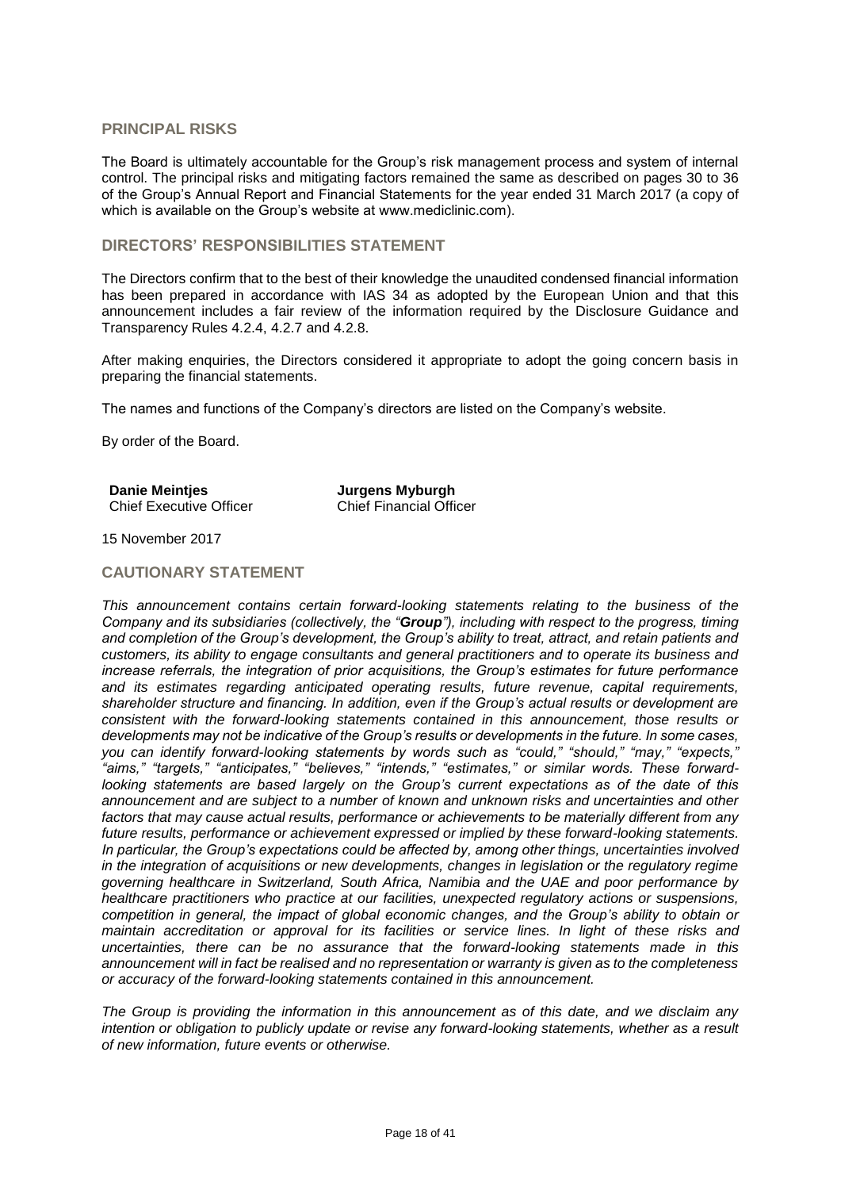## PRINCIPAL RISKS

The Board is ultimately accountable for the Group's risk management process and system of internal control. The principal risks and mitigating factors remained the same as described on pages 30 to 36 of the Group's Annual Report and Financial Statements for the year ended 31 March 2017 (a copy of which is available on the Group's website at www.mediclinic.com).

## DIRECTORS' RESPONSIBILITIES STATEMENT

The Directors confirm that to the best of their knowledge the unaudited condensed financial information has been prepared in accordance with IAS 34 as adopted by the European Union and that this announcement includes a fair review of the information required by the Disclosure Guidance and Transparency Rules 4.2.4, 4.2.7 and 4.2.8.

After making enquiries, the Directors considered it appropriate to adopt the going concern basis in preparing the financial statements.

The names and functions of the Company's directors are listed on the Company's website.

By order of the Board.

| **Danie Meintjes** | **Jurgens Myburgh** |
|---|---|
| Chief Executive Officer | Chief Financial Officer |

15 November 2017

## CAUTIONARY STATEMENT

*This announcement contains certain forward-looking statements relating to the business of the Company and its subsidiaries (collectively, the "**Group**"), including with respect to the progress, timing and completion of the Group's development, the Group's ability to treat, attract, and retain patients and customers, its ability to engage consultants and general practitioners and to operate its business and increase referrals, the integration of prior acquisitions, the Group's estimates for future performance and its estimates regarding anticipated operating results, future revenue, capital requirements, shareholder structure and financing. In addition, even if the Group's actual results or development are consistent with the forward-looking statements contained in this announcement, those results or developments may not be indicative of the Group's results or developments in the future. In some cases, you can identify forward-looking statements by words such as "could," "should," "may," "expects," "aims," "targets," "anticipates," "believes," "intends," "estimates," or similar words. These forward-looking statements are based largely on the Group's current expectations as of the date of this announcement and are subject to a number of known and unknown risks and uncertainties and other factors that may cause actual results, performance or achievements to be materially different from any future results, performance or achievement expressed or implied by these forward-looking statements. In particular, the Group's expectations could be affected by, among other things, uncertainties involved in the integration of acquisitions or new developments, changes in legislation or the regulatory regime governing healthcare in Switzerland, South Africa, Namibia and the UAE and poor performance by healthcare practitioners who practice at our facilities, unexpected regulatory actions or suspensions, competition in general, the impact of global economic changes, and the Group's ability to obtain or maintain accreditation or approval for its facilities or service lines. In light of these risks and uncertainties, there can be no assurance that the forward-looking statements made in this announcement will in fact be realised and no representation or warranty is given as to the completeness or accuracy of the forward-looking statements contained in this announcement.*

*The Group is providing the information in this announcement as of this date, and we disclaim any intention or obligation to publicly update or revise any forward-looking statements, whether as a result of new information, future events or otherwise.*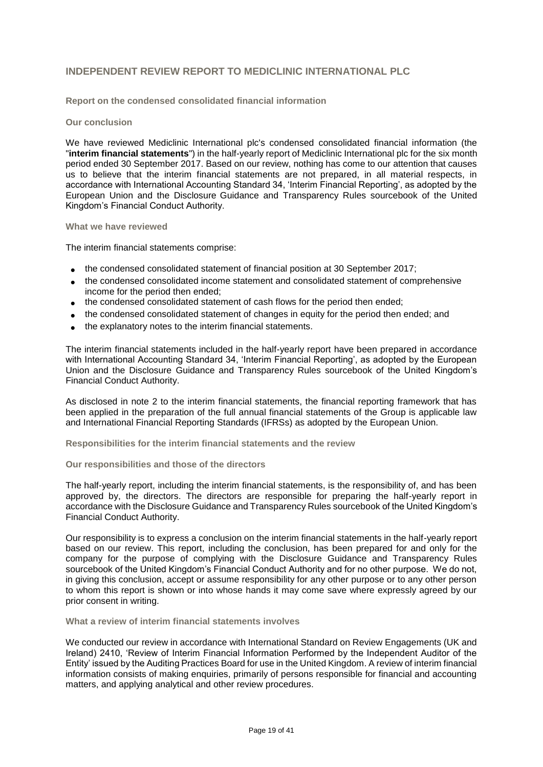## INDEPENDENT REVIEW REPORT TO MEDICLINIC INTERNATIONAL PLC

### Report on the condensed consolidated financial information

#### Our conclusion

We have reviewed Mediclinic International plc's condensed consolidated financial information (the "**interim financial statements**") in the half-yearly report of Mediclinic International plc for the six month period ended 30 September 2017. Based on our review, nothing has come to our attention that causes us to believe that the interim financial statements are not prepared, in all material respects, in accordance with International Accounting Standard 34, 'Interim Financial Reporting', as adopted by the European Union and the Disclosure Guidance and Transparency Rules sourcebook of the United Kingdom's Financial Conduct Authority.

#### What we have reviewed

The interim financial statements comprise:

- the condensed consolidated statement of financial position at 30 September 2017;
- the condensed consolidated income statement and consolidated statement of comprehensive income for the period then ended;
- the condensed consolidated statement of cash flows for the period then ended;
- the condensed consolidated statement of changes in equity for the period then ended; and
- the explanatory notes to the interim financial statements.

The interim financial statements included in the half-yearly report have been prepared in accordance with International Accounting Standard 34, 'Interim Financial Reporting', as adopted by the European Union and the Disclosure Guidance and Transparency Rules sourcebook of the United Kingdom's Financial Conduct Authority.

As disclosed in note 2 to the interim financial statements, the financial reporting framework that has been applied in the preparation of the full annual financial statements of the Group is applicable law and International Financial Reporting Standards (IFRSs) as adopted by the European Union.

### Responsibilities for the interim financial statements and the review

#### Our responsibilities and those of the directors

The half-yearly report, including the interim financial statements, is the responsibility of, and has been approved by, the directors. The directors are responsible for preparing the half-yearly report in accordance with the Disclosure Guidance and Transparency Rules sourcebook of the United Kingdom's Financial Conduct Authority.

Our responsibility is to express a conclusion on the interim financial statements in the half-yearly report based on our review. This report, including the conclusion, has been prepared for and only for the company for the purpose of complying with the Disclosure Guidance and Transparency Rules sourcebook of the United Kingdom's Financial Conduct Authority and for no other purpose. We do not, in giving this conclusion, accept or assume responsibility for any other purpose or to any other person to whom this report is shown or into whose hands it may come save where expressly agreed by our prior consent in writing.

#### What a review of interim financial statements involves

We conducted our review in accordance with International Standard on Review Engagements (UK and Ireland) 2410, 'Review of Interim Financial Information Performed by the Independent Auditor of the Entity' issued by the Auditing Practices Board for use in the United Kingdom. A review of interim financial information consists of making enquiries, primarily of persons responsible for financial and accounting matters, and applying analytical and other review procedures.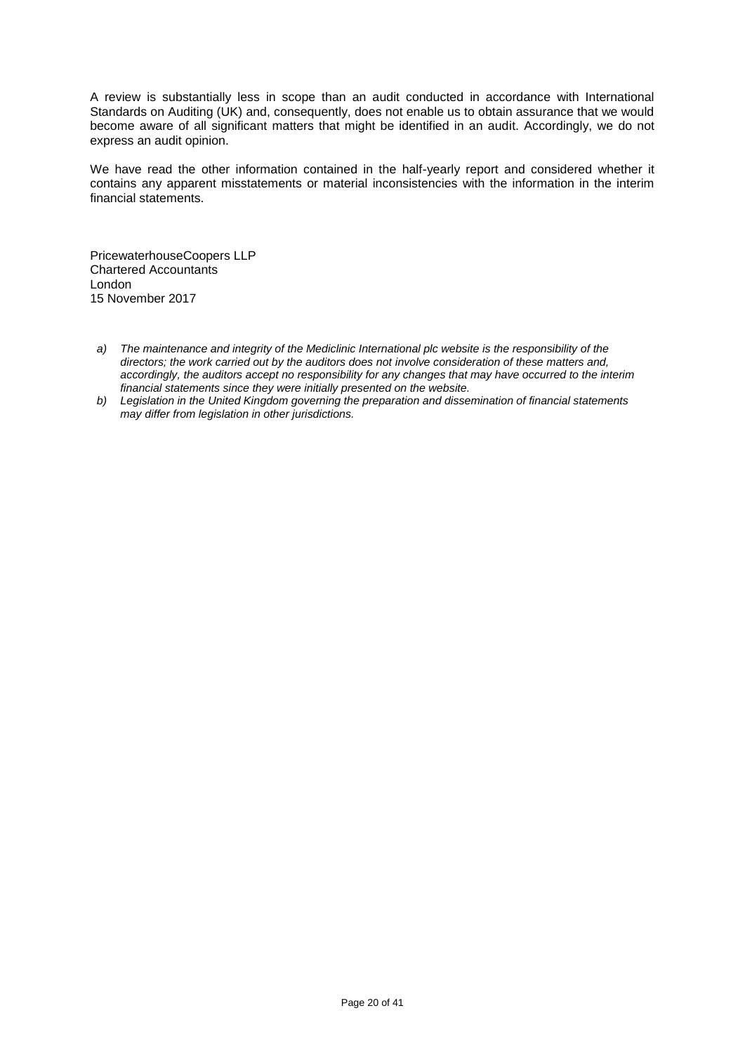A review is substantially less in scope than an audit conducted in accordance with International Standards on Auditing (UK) and, consequently, does not enable us to obtain assurance that we would become aware of all significant matters that might be identified in an audit. Accordingly, we do not express an audit opinion.

We have read the other information contained in the half-yearly report and considered whether it contains any apparent misstatements or material inconsistencies with the information in the interim financial statements.

PricewaterhouseCoopers LLP
Chartered Accountants
London
15 November 2017

a) *The maintenance and integrity of the Mediclinic International plc website is the responsibility of the directors; the work carried out by the auditors does not involve consideration of these matters and, accordingly, the auditors accept no responsibility for any changes that may have occurred to the interim financial statements since they were initially presented on the website.*
b) *Legislation in the United Kingdom governing the preparation and dissemination of financial statements may differ from legislation in other jurisdictions.*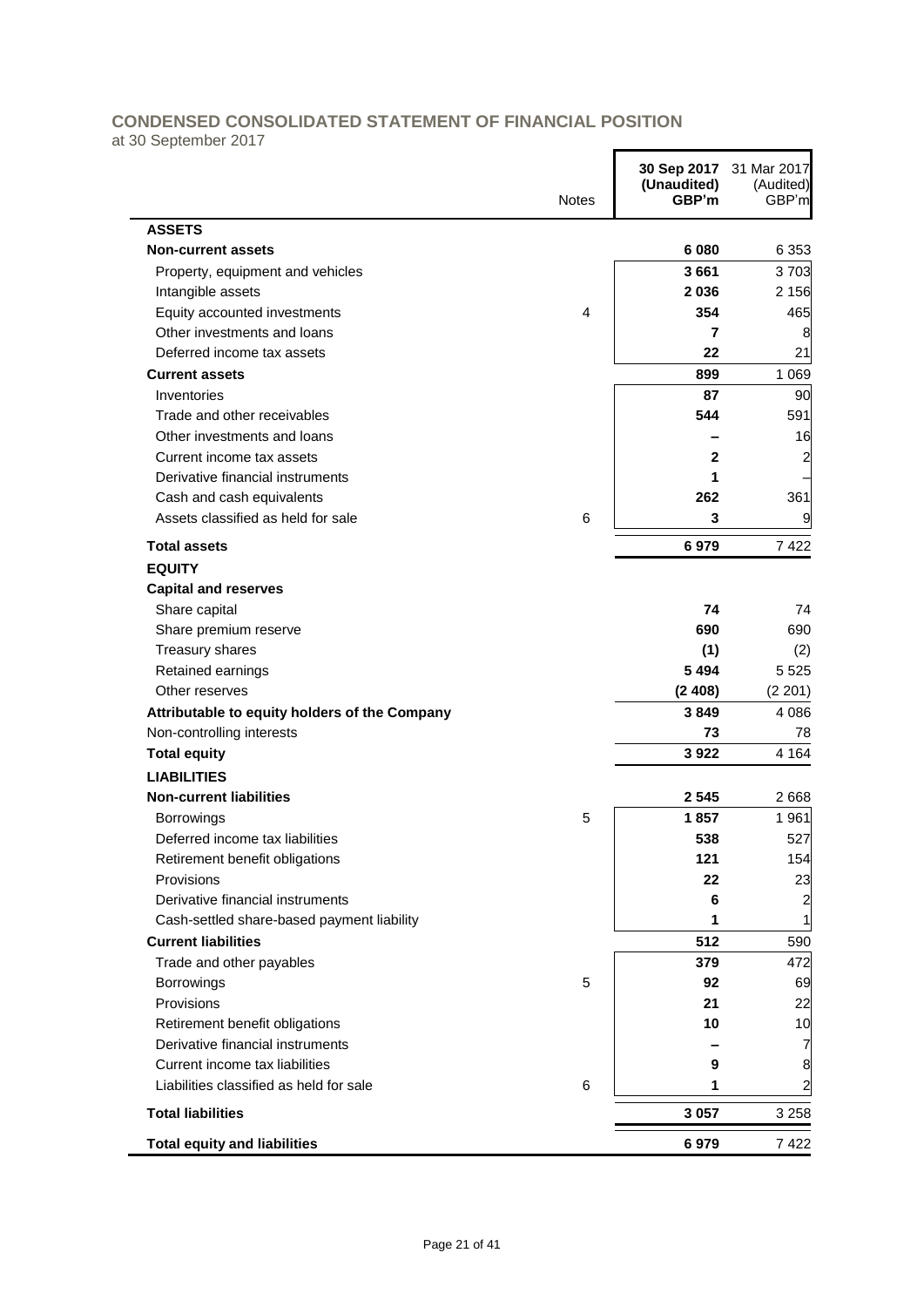## CONDENSED CONSOLIDATED STATEMENT OF FINANCIAL POSITION

at 30 September 2017

| | Notes | 30 Sep 2017 (Unaudited) GBP'm | 31 Mar 2017 (Audited) GBP'm |
|---|---|---|---|
| **ASSETS** | | | |
| **Non-current assets** | | **6 080** | 6 353 |
| Property, equipment and vehicles | | **3 661** | 3 703 |
| Intangible assets | | **2 036** | 2 156 |
| Equity accounted investments | 4 | **354** | 465 |
| Other investments and loans | | **7** | 8 |
| Deferred income tax assets | | **22** | 21 |
| **Current assets** | | **899** | 1 069 |
| Inventories | | **87** | 90 |
| Trade and other receivables | | **544** | 591 |
| Other investments and loans | | **–** | 16 |
| Current income tax assets | | **2** | 2 |
| Derivative financial instruments | | **1** | – |
| Cash and cash equivalents | | **262** | 361 |
| Assets classified as held for sale | 6 | **3** | 9 |
| **Total assets** | | **6 979** | 7 422 |
| **EQUITY** | | | |
| **Capital and reserves** | | | |
| Share capital | | **74** | 74 |
| Share premium reserve | | **690** | 690 |
| Treasury shares | | **(1)** | (2) |
| Retained earnings | | **5 494** | 5 525 |
| Other reserves | | **(2 408)** | (2 201) |
| **Attributable to equity holders of the Company** | | **3 849** | 4 086 |
| Non-controlling interests | | **73** | 78 |
| **Total equity** | | **3 922** | 4 164 |
| **LIABILITIES** | | | |
| **Non-current liabilities** | | **2 545** | 2 668 |
| Borrowings | 5 | **1 857** | 1 961 |
| Deferred income tax liabilities | | **538** | 527 |
| Retirement benefit obligations | | **121** | 154 |
| Provisions | | **22** | 23 |
| Derivative financial instruments | | **6** | 2 |
| Cash-settled share-based payment liability | | **1** | 1 |
| **Current liabilities** | | **512** | 590 |
| Trade and other payables | | **379** | 472 |
| Borrowings | 5 | **92** | 69 |
| Provisions | | **21** | 22 |
| Retirement benefit obligations | | **10** | 10 |
| Derivative financial instruments | | **–** | 7 |
| Current income tax liabilities | | **9** | 8 |
| Liabilities classified as held for sale | 6 | **1** | 2 |
| **Total liabilities** | | **3 057** | 3 258 |
| **Total equity and liabilities** | | **6 979** | 7 422 |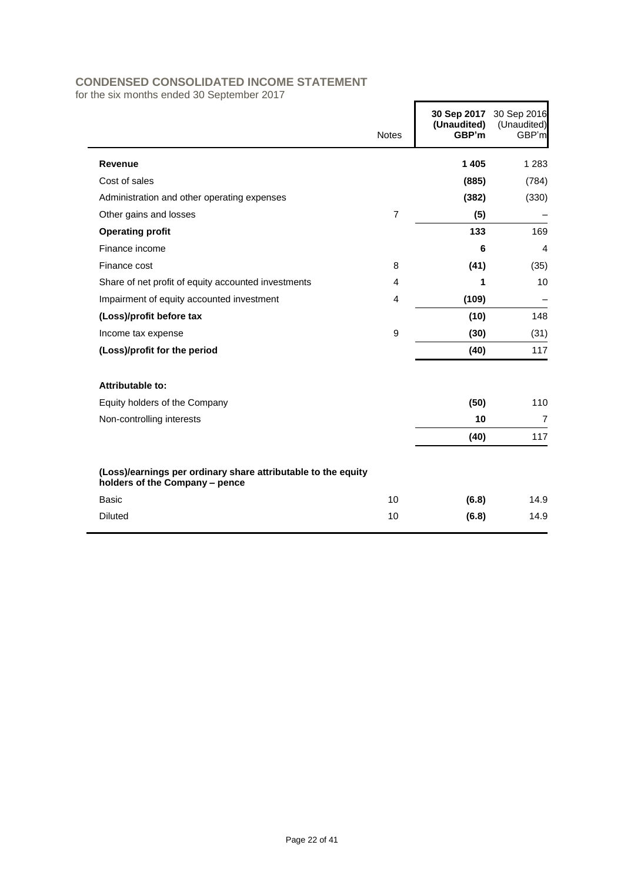## CONDENSED CONSOLIDATED INCOME STATEMENT

for the six months ended 30 September 2017

| | Notes | **30 Sep 2017 (Unaudited) GBP'm** | 30 Sep 2016 (Unaudited) GBP'm |
|---|---|---|---|
| **Revenue** | | **1 405** | 1 283 |
| Cost of sales | | **(885)** | (784) |
| Administration and other operating expenses | | **(382)** | (330) |
| Other gains and losses | 7 | **(5)** | – |
| **Operating profit** | | **133** | 169 |
| Finance income | | **6** | 4 |
| Finance cost | 8 | **(41)** | (35) |
| Share of net profit of equity accounted investments | 4 | **1** | 10 |
| Impairment of equity accounted investment | 4 | **(109)** | – |
| **(Loss)/profit before tax** | | **(10)** | 148 |
| Income tax expense | 9 | **(30)** | (31) |
| **(Loss)/profit for the period** | | **(40)** | 117 |
| | | | |
| **Attributable to:** | | | |
| Equity holders of the Company | | **(50)** | 110 |
| Non-controlling interests | | **10** | 7 |
| | | **(40)** | 117 |
| | | | |
| **(Loss)/earnings per ordinary share attributable to the equity holders of the Company – pence** | | | |
| Basic | 10 | **(6.8)** | 14.9 |
| Diluted | 10 | **(6.8)** | 14.9 |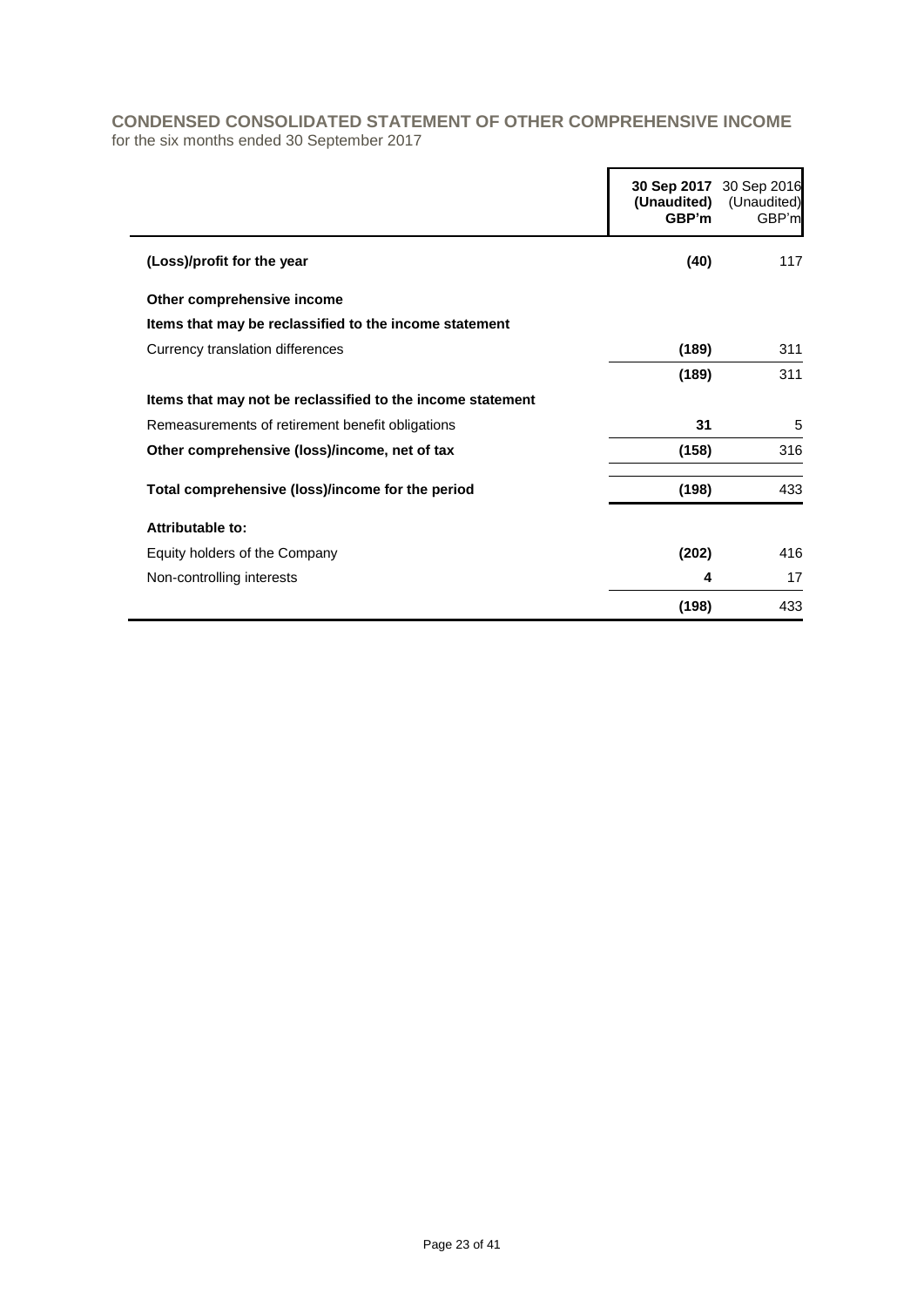## CONDENSED CONSOLIDATED STATEMENT OF OTHER COMPREHENSIVE INCOME

for the six months ended 30 September 2017

| | **30 Sep 2017 (Unaudited) GBP'm** | 30 Sep 2016 (Unaudited) GBP'm |
|---|---|---|
| **(Loss)/profit for the year** | **(40)** | 117 |
| **Other comprehensive income** | | |
| **Items that may be reclassified to the income statement** | | |
| Currency translation differences | **(189)** | 311 |
| | **(189)** | 311 |
| **Items that may not be reclassified to the income statement** | | |
| Remeasurements of retirement benefit obligations | **31** | 5 |
| **Other comprehensive (loss)/income, net of tax** | **(158)** | 316 |
| **Total comprehensive (loss)/income for the period** | **(198)** | 433 |
| **Attributable to:** | | |
| Equity holders of the Company | **(202)** | 416 |
| Non-controlling interests | **4** | 17 |
| | **(198)** | 433 |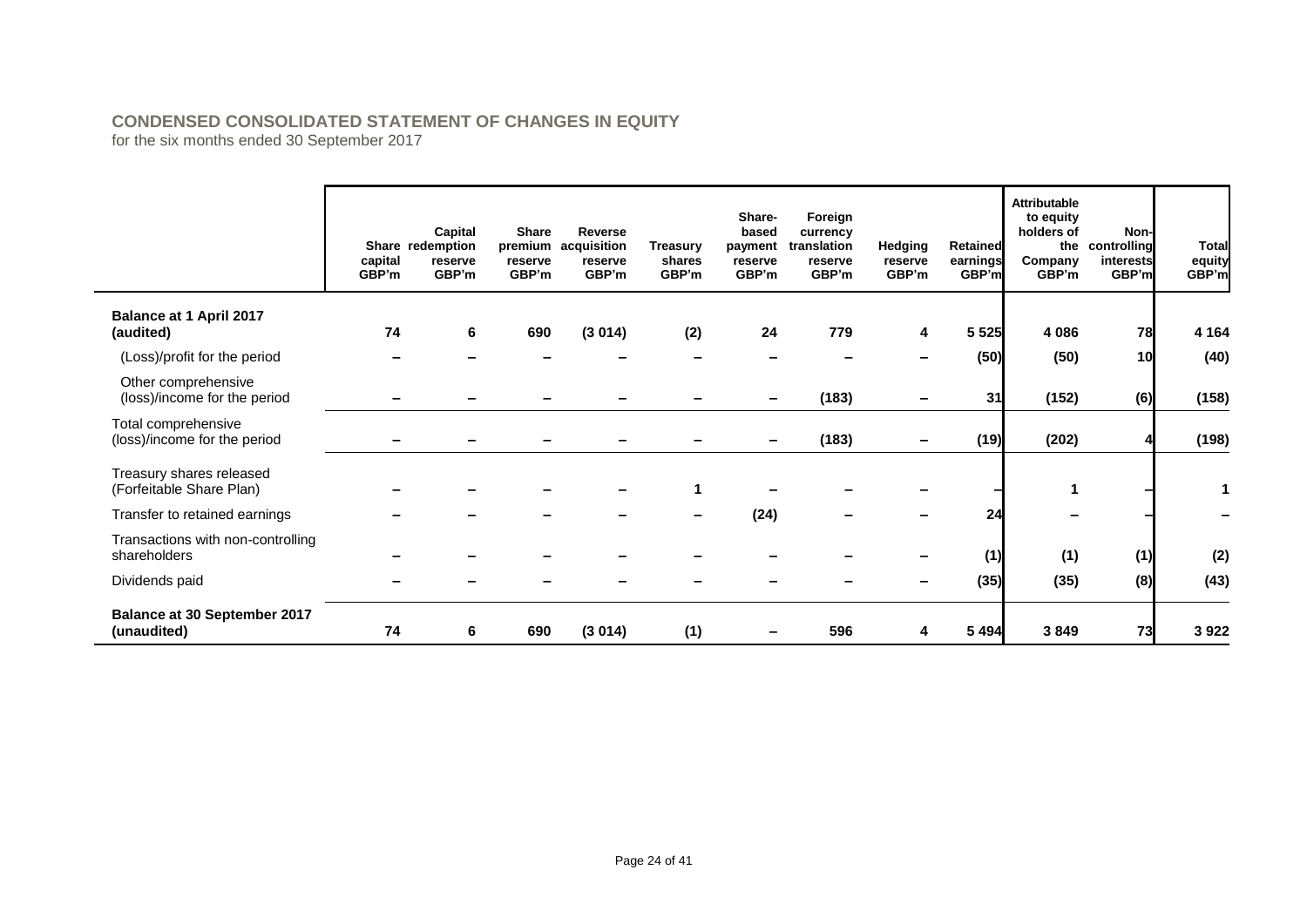## CONDENSED CONSOLIDATED STATEMENT OF CHANGES IN EQUITY

for the six months ended 30 September 2017

| | Share capital GBP'm | Capital redemption reserve GBP'm | Share premium reserve GBP'm | Reverse acquisition reserve GBP'm | Treasury shares GBP'm | Share-based payment reserve GBP'm | Foreign currency translation reserve GBP'm | Hedging reserve GBP'm | Retained earnings GBP'm | Attributable to equity holders of the Company GBP'm | Non-controlling interests GBP'm | Total equity GBP'm |
|---|---|---|---|---|---|---|---|---|---|---|---|---|
| **Balance at 1 April 2017 (audited)** | **74** | **6** | **690** | **(3 014)** | **(2)** | **24** | **779** | **4** | **5 525** | **4 086** | **78** | **4 164** |
| (Loss)/profit for the period | – | – | – | – | – | – | – | – | (50) | (50) | 10 | (40) |
| Other comprehensive (loss)/income for the period | – | – | – | – | – | – | (183) | – | 31 | (152) | (6) | (158) |
| Total comprehensive (loss)/income for the period | – | – | – | – | – | – | (183) | – | (19) | (202) | 4 | (198) |
| Treasury shares released (Forfeitable Share Plan) | – | – | – | – | 1 | – | – | – | – | 1 | – | 1 |
| Transfer to retained earnings | – | – | – | – | – | (24) | – | – | 24 | – | – | – |
| Transactions with non-controlling shareholders | – | – | – | – | – | – | – | – | (1) | (1) | (1) | (2) |
| Dividends paid | – | – | – | – | – | – | – | – | (35) | (35) | (8) | (43) |
| **Balance at 30 September 2017 (unaudited)** | **74** | **6** | **690** | **(3 014)** | **(1)** | **–** | **596** | **4** | **5 494** | **3 849** | **73** | **3 922** |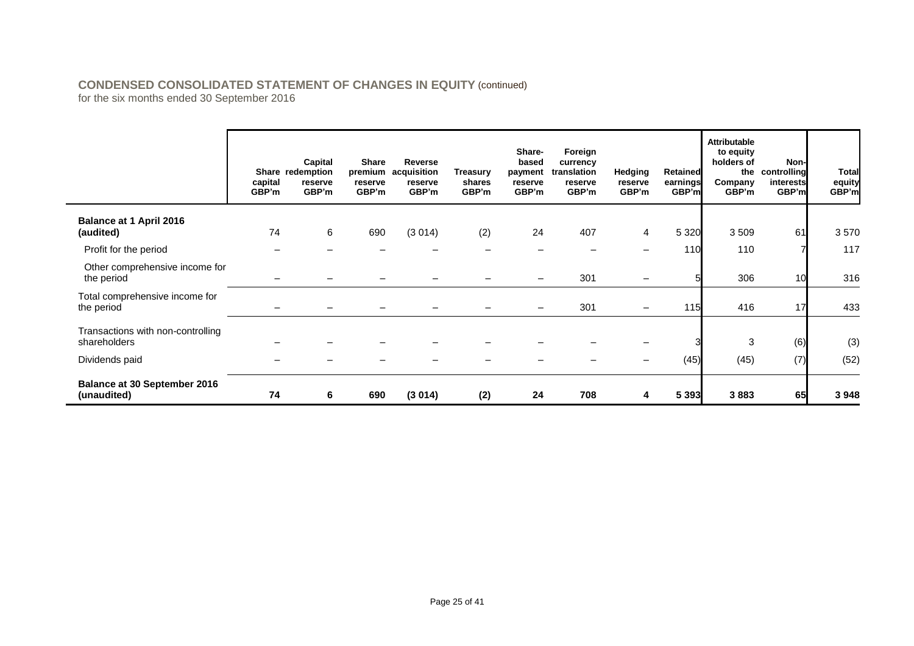## CONDENSED CONSOLIDATED STATEMENT OF CHANGES IN EQUITY (continued)

for the six months ended 30 September 2016

| | Share capital GBP'm | Capital redemption reserve GBP'm | Share premium reserve GBP'm | Reverse acquisition reserve GBP'm | Treasury shares GBP'm | Share-based payment reserve GBP'm | Foreign currency translation reserve GBP'm | Hedging reserve GBP'm | Retained earnings GBP'm | Attributable to equity holders of the Company GBP'm | Non-controlling interests GBP'm | Total equity GBP'm |
|---|---|---|---|---|---|---|---|---|---|---|---|---|
| **Balance at 1 April 2016 (audited)** | 74 | 6 | 690 | (3 014) | (2) | 24 | 407 | 4 | 5 320 | 3 509 | 61 | 3 570 |
| Profit for the period | – | – | – | – | – | – | – | – | 110 | 110 | 7 | 117 |
| Other comprehensive income for the period | – | – | – | – | – | – | 301 | – | 5 | 306 | 10 | 316 |
| Total comprehensive income for the period | – | – | – | – | – | – | 301 | – | 115 | 416 | 17 | 433 |
| Transactions with non-controlling shareholders | – | – | – | – | – | – | – | – | 3 | 3 | (6) | (3) |
| Dividends paid | – | – | – | – | – | – | – | – | (45) | (45) | (7) | (52) |
| **Balance at 30 September 2016 (unaudited)** | **74** | **6** | **690** | **(3 014)** | **(2)** | **24** | **708** | **4** | **5 393** | **3 883** | **65** | **3 948** |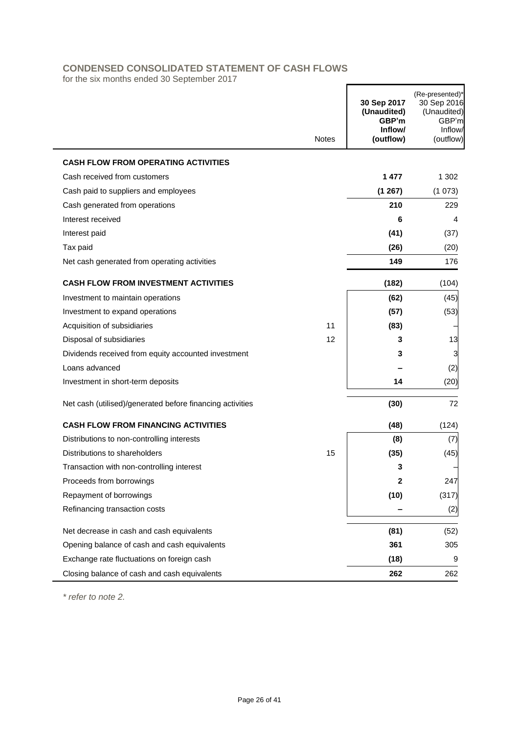## CONDENSED CONSOLIDATED STATEMENT OF CASH FLOWS

for the six months ended 30 September 2017

| | Notes | **30 Sep 2017 (Unaudited) GBP'm Inflow/ (outflow)** | (Re-presented)* 30 Sep 2016 (Unaudited) GBP'm Inflow/ (outflow) |
|---|---|---|---|
| **CASH FLOW FROM OPERATING ACTIVITIES** | | | |
| Cash received from customers | | **1 477** | 1 302 |
| Cash paid to suppliers and employees | | **(1 267)** | (1 073) |
| Cash generated from operations | | **210** | 229 |
| Interest received | | **6** | 4 |
| Interest paid | | **(41)** | (37) |
| Tax paid | | **(26)** | (20) |
| Net cash generated from operating activities | | **149** | 176 |
| **CASH FLOW FROM INVESTMENT ACTIVITIES** | | **(182)** | (104) |
| Investment to maintain operations | | **(62)** | (45) |
| Investment to expand operations | | **(57)** | (53) |
| Acquisition of subsidiaries | 11 | **(83)** | – |
| Disposal of subsidiaries | 12 | **3** | 13 |
| Dividends received from equity accounted investment | | **3** | 3 |
| Loans advanced | | **–** | (2) |
| Investment in short-term deposits | | **14** | (20) |
| Net cash (utilised)/generated before financing activities | | **(30)** | 72 |
| **CASH FLOW FROM FINANCING ACTIVITIES** | | **(48)** | (124) |
| Distributions to non-controlling interests | | **(8)** | (7) |
| Distributions to shareholders | 15 | **(35)** | (45) |
| Transaction with non-controlling interest | | **3** | – |
| Proceeds from borrowings | | **2** | 247 |
| Repayment of borrowings | | **(10)** | (317) |
| Refinancing transaction costs | | **–** | (2) |
| Net decrease in cash and cash equivalents | | **(81)** | (52) |
| Opening balance of cash and cash equivalents | | **361** | 305 |
| Exchange rate fluctuations on foreign cash | | **(18)** | 9 |
| Closing balance of cash and cash equivalents | | **262** | 262 |

*\* refer to note 2.*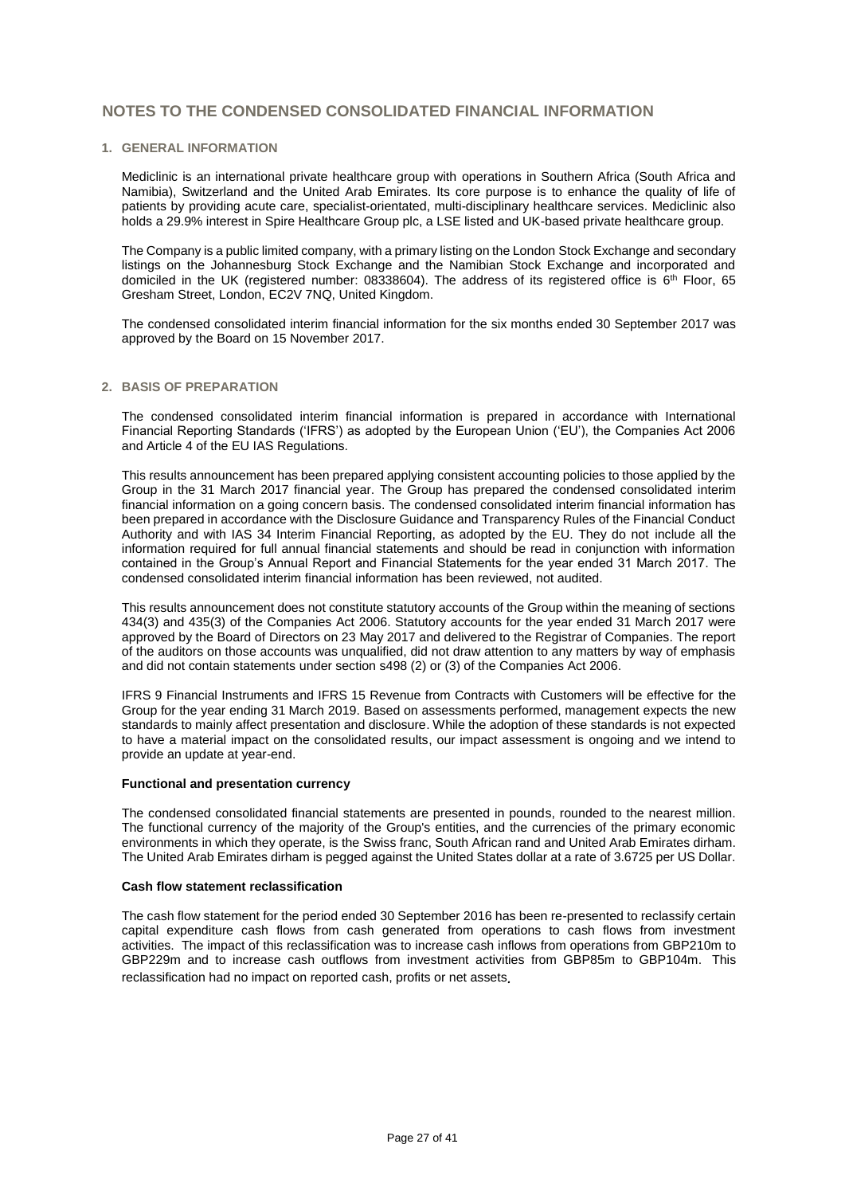# NOTES TO THE CONDENSED CONSOLIDATED FINANCIAL INFORMATION

## 1. GENERAL INFORMATION

Mediclinic is an international private healthcare group with operations in Southern Africa (South Africa and Namibia), Switzerland and the United Arab Emirates. Its core purpose is to enhance the quality of life of patients by providing acute care, specialist-orientated, multi-disciplinary healthcare services. Mediclinic also holds a 29.9% interest in Spire Healthcare Group plc, a LSE listed and UK-based private healthcare group.

The Company is a public limited company, with a primary listing on the London Stock Exchange and secondary listings on the Johannesburg Stock Exchange and the Namibian Stock Exchange and incorporated and domiciled in the UK (registered number: 08338604). The address of its registered office is 6th Floor, 65 Gresham Street, London, EC2V 7NQ, United Kingdom.

The condensed consolidated interim financial information for the six months ended 30 September 2017 was approved by the Board on 15 November 2017.

## 2. BASIS OF PREPARATION

The condensed consolidated interim financial information is prepared in accordance with International Financial Reporting Standards ('IFRS') as adopted by the European Union ('EU'), the Companies Act 2006 and Article 4 of the EU IAS Regulations.

This results announcement has been prepared applying consistent accounting policies to those applied by the Group in the 31 March 2017 financial year. The Group has prepared the condensed consolidated interim financial information on a going concern basis. The condensed consolidated interim financial information has been prepared in accordance with the Disclosure Guidance and Transparency Rules of the Financial Conduct Authority and with IAS 34 Interim Financial Reporting, as adopted by the EU. They do not include all the information required for full annual financial statements and should be read in conjunction with information contained in the Group's Annual Report and Financial Statements for the year ended 31 March 2017. The condensed consolidated interim financial information has been reviewed, not audited.

This results announcement does not constitute statutory accounts of the Group within the meaning of sections 434(3) and 435(3) of the Companies Act 2006. Statutory accounts for the year ended 31 March 2017 were approved by the Board of Directors on 23 May 2017 and delivered to the Registrar of Companies. The report of the auditors on those accounts was unqualified, did not draw attention to any matters by way of emphasis and did not contain statements under section s498 (2) or (3) of the Companies Act 2006.

IFRS 9 Financial Instruments and IFRS 15 Revenue from Contracts with Customers will be effective for the Group for the year ending 31 March 2019. Based on assessments performed, management expects the new standards to mainly affect presentation and disclosure. While the adoption of these standards is not expected to have a material impact on the consolidated results, our impact assessment is ongoing and we intend to provide an update at year-end.

### Functional and presentation currency

The condensed consolidated financial statements are presented in pounds, rounded to the nearest million. The functional currency of the majority of the Group's entities, and the currencies of the primary economic environments in which they operate, is the Swiss franc, South African rand and United Arab Emirates dirham. The United Arab Emirates dirham is pegged against the United States dollar at a rate of 3.6725 per US Dollar.

### Cash flow statement reclassification

The cash flow statement for the period ended 30 September 2016 has been re-presented to reclassify certain capital expenditure cash flows from cash generated from operations to cash flows from investment activities. The impact of this reclassification was to increase cash inflows from operations from GBP210m to GBP229m and to increase cash outflows from investment activities from GBP85m to GBP104m. This reclassification had no impact on reported cash, profits or net assets.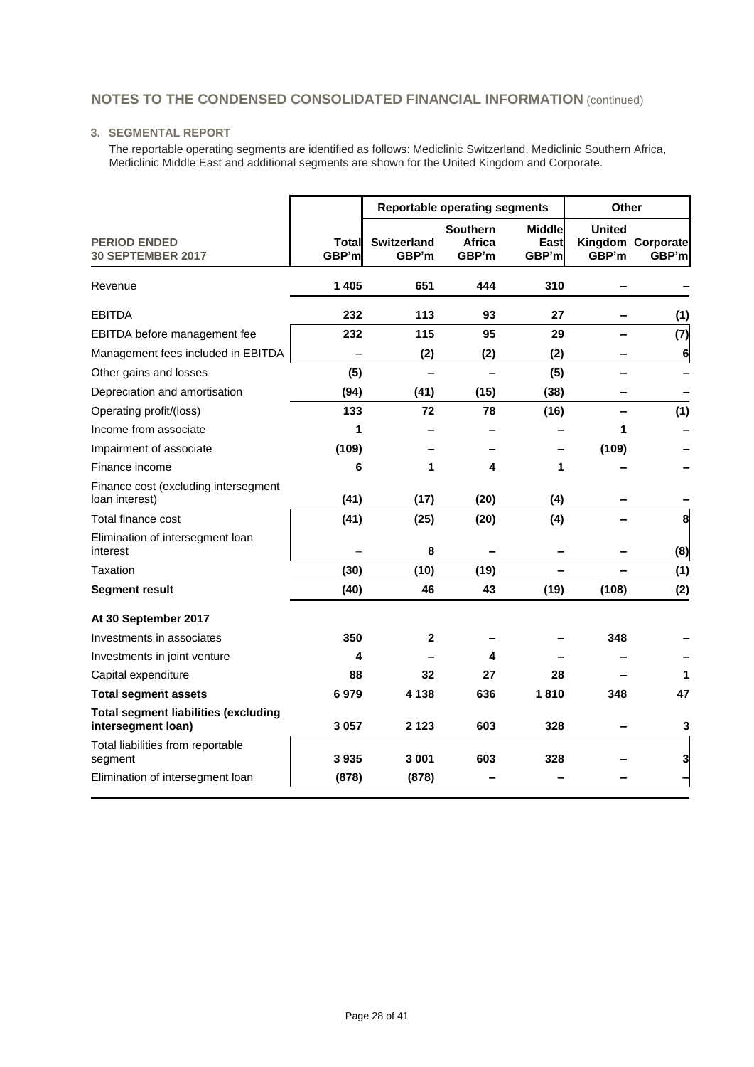## NOTES TO THE CONDENSED CONSOLIDATED FINANCIAL INFORMATION (continued)

### 3. SEGMENTAL REPORT

The reportable operating segments are identified as follows: Mediclinic Switzerland, Mediclinic Southern Africa, Mediclinic Middle East and additional segments are shown for the United Kingdom and Corporate.

| | | Reportable operating segments | | | Other | |
|---|---|---|---|---|---|---|
| **PERIOD ENDED 30 SEPTEMBER 2017** | **Total GBP'm** | **Switzerland GBP'm** | **Southern Africa GBP'm** | **Middle East GBP'm** | **United Kingdom GBP'm** | **Corporate GBP'm** |
| Revenue | **1 405** | **651** | **444** | **310** | **–** | **–** |
| EBITDA | **232** | **113** | **93** | **27** | **–** | **(1)** |
| EBITDA before management fee | **232** | **115** | **95** | **29** | **–** | **(7)** |
| Management fees included in EBITDA | – | **(2)** | **(2)** | **(2)** | **–** | **6** |
| Other gains and losses | **(5)** | **–** | **–** | **(5)** | **–** | **–** |
| Depreciation and amortisation | **(94)** | **(41)** | **(15)** | **(38)** | **–** | **–** |
| Operating profit/(loss) | **133** | **72** | **78** | **(16)** | **–** | **(1)** |
| Income from associate | **1** | **–** | **–** | **–** | **1** | **–** |
| Impairment of associate | **(109)** | **–** | **–** | **–** | **(109)** | **–** |
| Finance income | **6** | **1** | **4** | **1** | **–** | **–** |
| Finance cost (excluding intersegment loan interest) | **(41)** | **(17)** | **(20)** | **(4)** | **–** | **–** |
| Total finance cost | **(41)** | **(25)** | **(20)** | **(4)** | **–** | **8** |
| Elimination of intersegment loan interest | – | **8** | **–** | **–** | **–** | **(8)** |
| Taxation | **(30)** | **(10)** | **(19)** | **–** | **–** | **(1)** |
| **Segment result** | **(40)** | **46** | **43** | **(19)** | **(108)** | **(2)** |
| **At 30 September 2017** | | | | | | |
| Investments in associates | **350** | **2** | **–** | **–** | **348** | **–** |
| Investments in joint venture | **4** | **–** | **4** | **–** | **–** | **–** |
| Capital expenditure | **88** | **32** | **27** | **28** | **–** | **1** |
| **Total segment assets** | **6 979** | **4 138** | **636** | **1 810** | **348** | **47** |
| **Total segment liabilities (excluding intersegment loan)** | **3 057** | **2 123** | **603** | **328** | **–** | **3** |
| Total liabilities from reportable segment | **3 935** | **3 001** | **603** | **328** | **–** | **3** |
| Elimination of intersegment loan | **(878)** | **(878)** | **–** | **–** | **–** | **–** |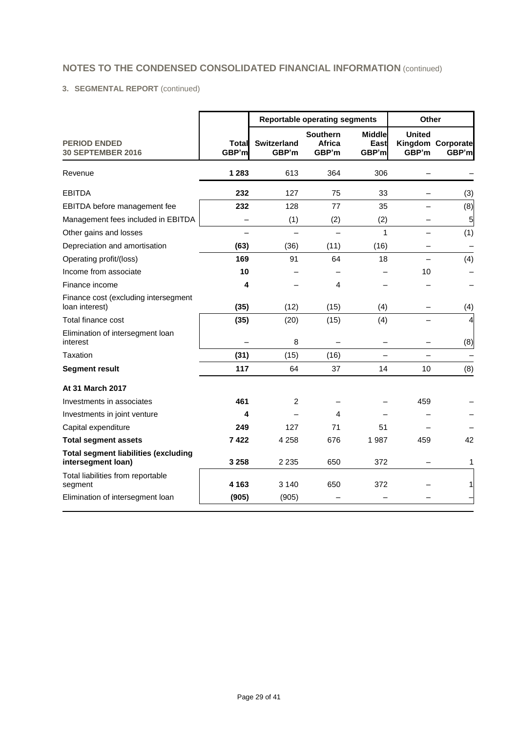## NOTES TO THE CONDENSED CONSOLIDATED FINANCIAL INFORMATION (continued)

### 3. SEGMENTAL REPORT (continued)

| | | Reportable operating segments | | | Other | |
|---|---|---|---|---|---|---|
| **PERIOD ENDED 30 SEPTEMBER 2016** | **Total GBP'm** | **Switzerland GBP'm** | **Southern Africa GBP'm** | **Middle East GBP'm** | **United Kingdom GBP'm** | **Corporate GBP'm** |
| Revenue | **1 283** | 613 | 364 | 306 | – | – |
| EBITDA | **232** | 127 | 75 | 33 | – | (3) |
| EBITDA before management fee | **232** | 128 | 77 | 35 | – | (8) |
| Management fees included in EBITDA | – | (1) | (2) | (2) | – | 5 |
| Other gains and losses | – | – | – | 1 | – | (1) |
| Depreciation and amortisation | **(63)** | (36) | (11) | (16) | – | – |
| Operating profit/(loss) | **169** | 91 | 64 | 18 | – | (4) |
| Income from associate | **10** | – | – | – | 10 | – |
| Finance income | **4** | – | 4 | – | – | – |
| Finance cost (excluding intersegment loan interest) | **(35)** | (12) | (15) | (4) | – | (4) |
| Total finance cost | **(35)** | (20) | (15) | (4) | – | 4 |
| Elimination of intersegment loan interest | – | 8 | – | – | – | (8) |
| Taxation | **(31)** | (15) | (16) | – | – | – |
| **Segment result** | **117** | 64 | 37 | 14 | 10 | (8) |
| **At 31 March 2017** | | | | | | |
| Investments in associates | **461** | 2 | – | – | 459 | – |
| Investments in joint venture | **4** | – | 4 | – | – | – |
| Capital expenditure | **249** | 127 | 71 | 51 | – | – |
| **Total segment assets** | **7 422** | 4 258 | 676 | 1 987 | 459 | 42 |
| **Total segment liabilities (excluding intersegment loan)** | **3 258** | 2 235 | 650 | 372 | – | 1 |
| Total liabilities from reportable segment | **4 163** | 3 140 | 650 | 372 | – | 1 |
| Elimination of intersegment loan | **(905)** | (905) | – | – | – | – |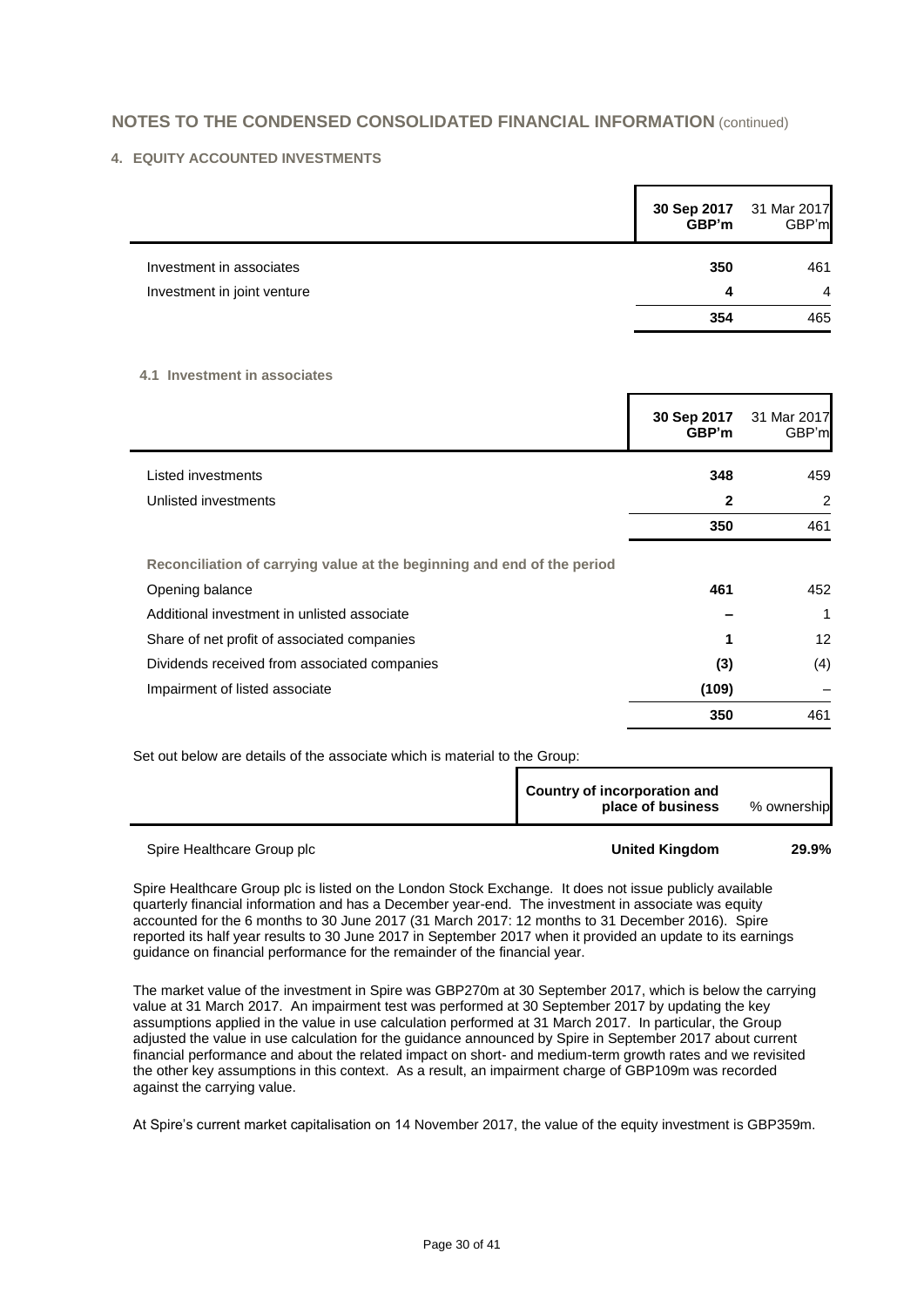## NOTES TO THE CONDENSED CONSOLIDATED FINANCIAL INFORMATION (continued)

### 4. EQUITY ACCOUNTED INVESTMENTS

| | **30 Sep 2017 GBP'm** | 31 Mar 2017 GBP'm |
|---|---|---|
| Investment in associates | **350** | 461 |
| Investment in joint venture | **4** | 4 |
| | **354** | 465 |

#### 4.1 Investment in associates

| | **30 Sep 2017 GBP'm** | 31 Mar 2017 GBP'm |
|---|---|---|
| Listed investments | **348** | 459 |
| Unlisted investments | **2** | 2 |
| | **350** | 461 |
| **Reconciliation of carrying value at the beginning and end of the period** | | |
| Opening balance | **461** | 452 |
| Additional investment in unlisted associate | **–** | 1 |
| Share of net profit of associated companies | **1** | 12 |
| Dividends received from associated companies | **(3)** | (4) |
| Impairment of listed associate | **(109)** | – |
| | **350** | 461 |

Set out below are details of the associate which is material to the Group:

| | **Country of incorporation and place of business** | % ownership |
|---|---|---|
| Spire Healthcare Group plc | **United Kingdom** | **29.9%** |

Spire Healthcare Group plc is listed on the London Stock Exchange. It does not issue publicly available quarterly financial information and has a December year-end. The investment in associate was equity accounted for the 6 months to 30 June 2017 (31 March 2017: 12 months to 31 December 2016). Spire reported its half year results to 30 June 2017 in September 2017 when it provided an update to its earnings guidance on financial performance for the remainder of the financial year.

The market value of the investment in Spire was GBP270m at 30 September 2017, which is below the carrying value at 31 March 2017. An impairment test was performed at 30 September 2017 by updating the key assumptions applied in the value in use calculation performed at 31 March 2017. In particular, the Group adjusted the value in use calculation for the guidance announced by Spire in September 2017 about current financial performance and about the related impact on short- and medium-term growth rates and we revisited the other key assumptions in this context. As a result, an impairment charge of GBP109m was recorded against the carrying value.

At Spire's current market capitalisation on 14 November 2017, the value of the equity investment is GBP359m.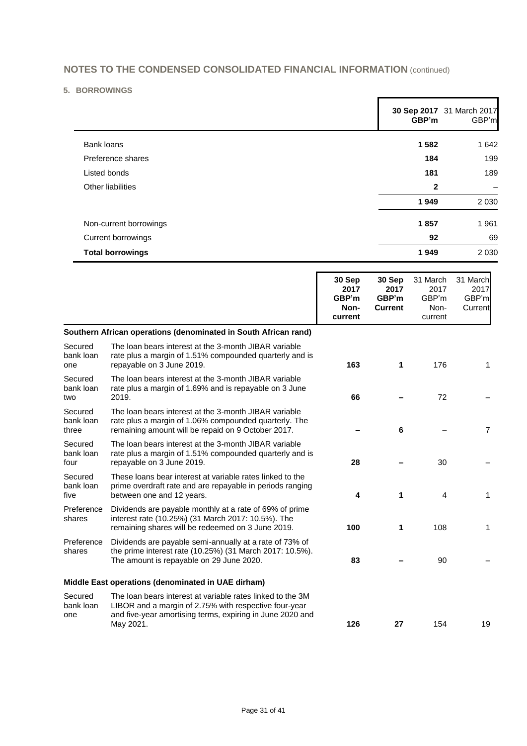## NOTES TO THE CONDENSED CONSOLIDATED FINANCIAL INFORMATION (continued)

### 5. BORROWINGS

| | 30 Sep 2017 GBP'm | 31 March 2017 GBP'm |
|---|---|---|
| Bank loans | 1 582 | 1 642 |
| Preference shares | 184 | 199 |
| Listed bonds | 181 | 189 |
| Other liabilities | 2 | – |
| | 1 949 | 2 030 |
| Non-current borrowings | 1 857 | 1 961 |
| Current borrowings | 92 | 69 |
| **Total borrowings** | **1 949** | 2 030 |

| | | 30 Sep 2017 GBP'm Non-current | 30 Sep 2017 GBP'm Current | 31 March 2017 GBP'm Non-current | 31 March 2017 GBP'm Current |
|---|---|---|---|---|---|
| **Southern African operations (denominated in South African rand)** | | | | | |
| Secured bank loan one | The loan bears interest at the 3-month JIBAR variable rate plus a margin of 1.51% compounded quarterly and is repayable on 3 June 2019. | 163 | 1 | 176 | 1 |
| Secured bank loan two | The loan bears interest at the 3-month JIBAR variable rate plus a margin of 1.69% and is repayable on 3 June 2019. | 66 | – | 72 | – |
| Secured bank loan three | The loan bears interest at the 3-month JIBAR variable rate plus a margin of 1.06% compounded quarterly. The remaining amount will be repaid on 9 October 2017. | – | 6 | – | 7 |
| Secured bank loan four | The loan bears interest at the 3-month JIBAR variable rate plus a margin of 1.51% compounded quarterly and is repayable on 3 June 2019. | 28 | – | 30 | – |
| Secured bank loan five | These loans bear interest at variable rates linked to the prime overdraft rate and are repayable in periods ranging between one and 12 years. | 4 | 1 | 4 | 1 |
| Preference shares | Dividends are payable monthly at a rate of 69% of prime interest rate (10.25%) (31 March 2017: 10.5%). The remaining shares will be redeemed on 3 June 2019. | 100 | 1 | 108 | 1 |
| Preference shares | Dividends are payable semi-annually at a rate of 73% of the prime interest rate (10.25%) (31 March 2017: 10.5%). The amount is repayable on 29 June 2020. | 83 | – | 90 | – |
| **Middle East operations (denominated in UAE dirham)** | | | | | |
| Secured bank loan one | The loan bears interest at variable rates linked to the 3M LIBOR and a margin of 2.75% with respective four-year and five-year amortising terms, expiring in June 2020 and May 2021. | 126 | 27 | 154 | 19 |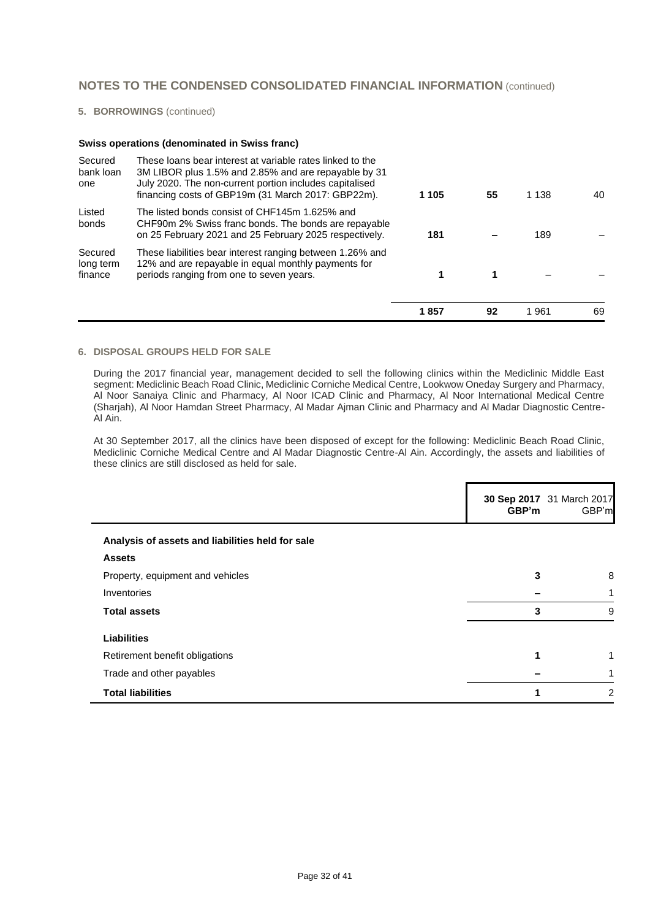## NOTES TO THE CONDENSED CONSOLIDATED FINANCIAL INFORMATION (continued)

### 5. BORROWINGS (continued)

**Swiss operations (denominated in Swiss franc)**

| | | | | | |
|---|---|---|---|---|---|
| Secured bank loan one | These loans bear interest at variable rates linked to the 3M LIBOR plus 1.5% and 2.85% and are repayable by 31 July 2020. The non-current portion includes capitalised financing costs of GBP19m (31 March 2017: GBP22m). | **1 105** | **55** | 1 138 | 40 |
| Listed bonds | The listed bonds consist of CHF145m 1.625% and CHF90m 2% Swiss franc bonds. The bonds are repayable on 25 February 2021 and 25 February 2025 respectively. | **181** | **–** | 189 | – |
| Secured long term finance | These liabilities bear interest ranging between 1.26% and 12% and are repayable in equal monthly payments for periods ranging from one to seven years. | **1** | **1** | – | – |
| | | **1 857** | **92** | 1 961 | 69 |

### 6. DISPOSAL GROUPS HELD FOR SALE

During the 2017 financial year, management decided to sell the following clinics within the Mediclinic Middle East segment: Mediclinic Beach Road Clinic, Mediclinic Corniche Medical Centre, Lookwow Oneday Surgery and Pharmacy, Al Noor Sanaiya Clinic and Pharmacy, Al Noor ICAD Clinic and Pharmacy, Al Noor International Medical Centre (Sharjah), Al Noor Hamdan Street Pharmacy, Al Madar Ajman Clinic and Pharmacy and Al Madar Diagnostic Centre-Al Ain.

At 30 September 2017, all the clinics have been disposed of except for the following: Mediclinic Beach Road Clinic, Mediclinic Corniche Medical Centre and Al Madar Diagnostic Centre-Al Ain. Accordingly, the assets and liabilities of these clinics are still disclosed as held for sale.

| | **30 Sep 2017 GBP'm** | 31 March 2017 GBP'm |
|---|---|---|
| **Analysis of assets and liabilities held for sale** | | |
| **Assets** | | |
| Property, equipment and vehicles | **3** | 8 |
| Inventories | **–** | 1 |
| **Total assets** | **3** | 9 |
| **Liabilities** | | |
| Retirement benefit obligations | **1** | 1 |
| Trade and other payables | **–** | 1 |
| **Total liabilities** | **1** | 2 |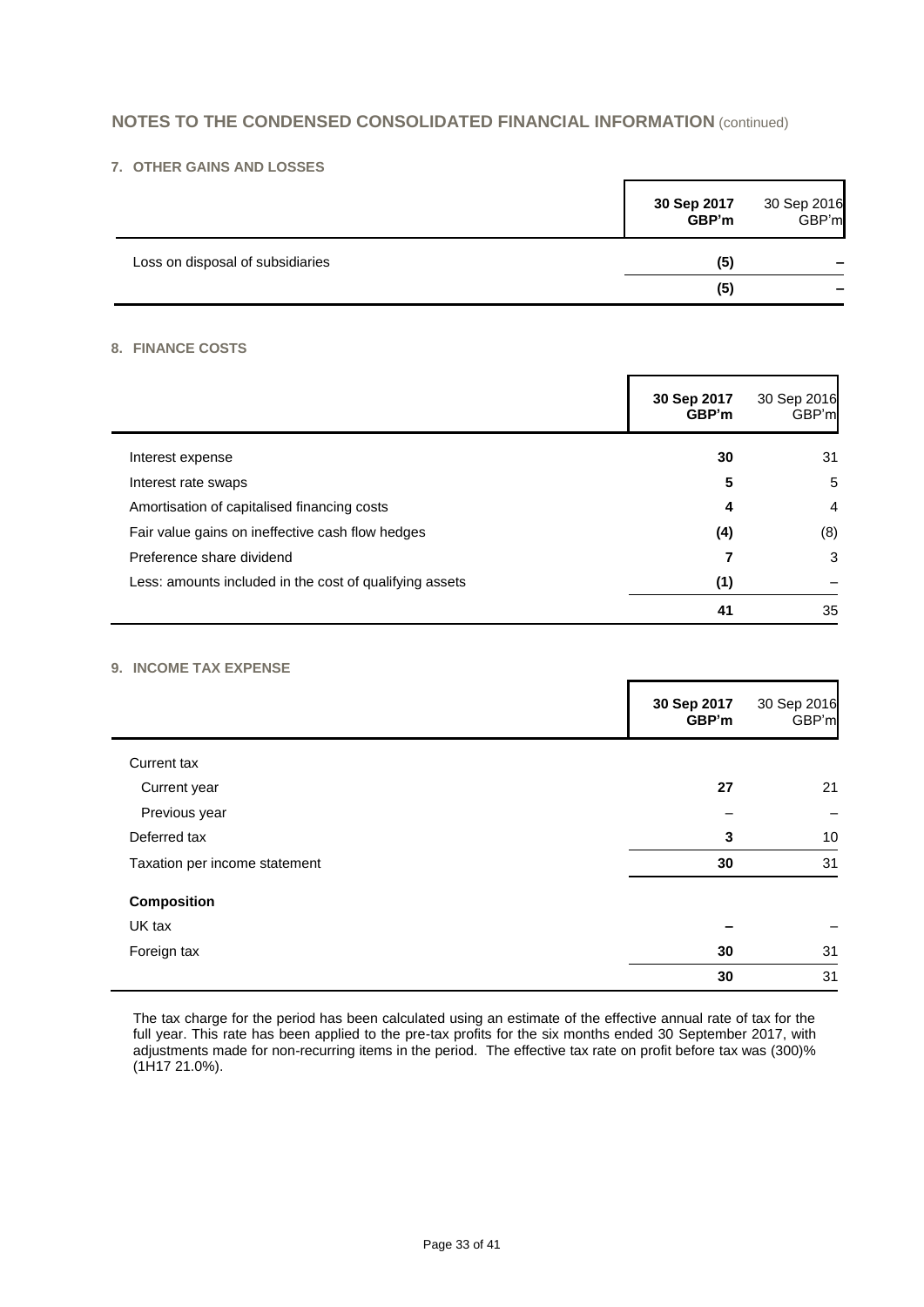## NOTES TO THE CONDENSED CONSOLIDATED FINANCIAL INFORMATION (continued)

### 7. OTHER GAINS AND LOSSES

| | **30 Sep 2017 GBP'm** | 30 Sep 2016 GBP'm |
|---|---|---|
| Loss on disposal of subsidiaries | **(5)** | – |
| | **(5)** | – |

### 8. FINANCE COSTS

| | **30 Sep 2017 GBP'm** | 30 Sep 2016 GBP'm |
|---|---|---|
| Interest expense | **30** | 31 |
| Interest rate swaps | **5** | 5 |
| Amortisation of capitalised financing costs | **4** | 4 |
| Fair value gains on ineffective cash flow hedges | **(4)** | (8) |
| Preference share dividend | **7** | 3 |
| Less: amounts included in the cost of qualifying assets | **(1)** | – |
| | **41** | 35 |

### 9. INCOME TAX EXPENSE

| | **30 Sep 2017 GBP'm** | 30 Sep 2016 GBP'm |
|---|---|---|
| Current tax | | |
| Current year | **27** | 21 |
| Previous year | – | – |
| Deferred tax | **3** | 10 |
| Taxation per income statement | **30** | 31 |
| **Composition** | | |
| UK tax | **–** | – |
| Foreign tax | **30** | 31 |
| | **30** | 31 |

The tax charge for the period has been calculated using an estimate of the effective annual rate of tax for the full year. This rate has been applied to the pre-tax profits for the six months ended 30 September 2017, with adjustments made for non-recurring items in the period. The effective tax rate on profit before tax was (300)% (1H17 21.0%).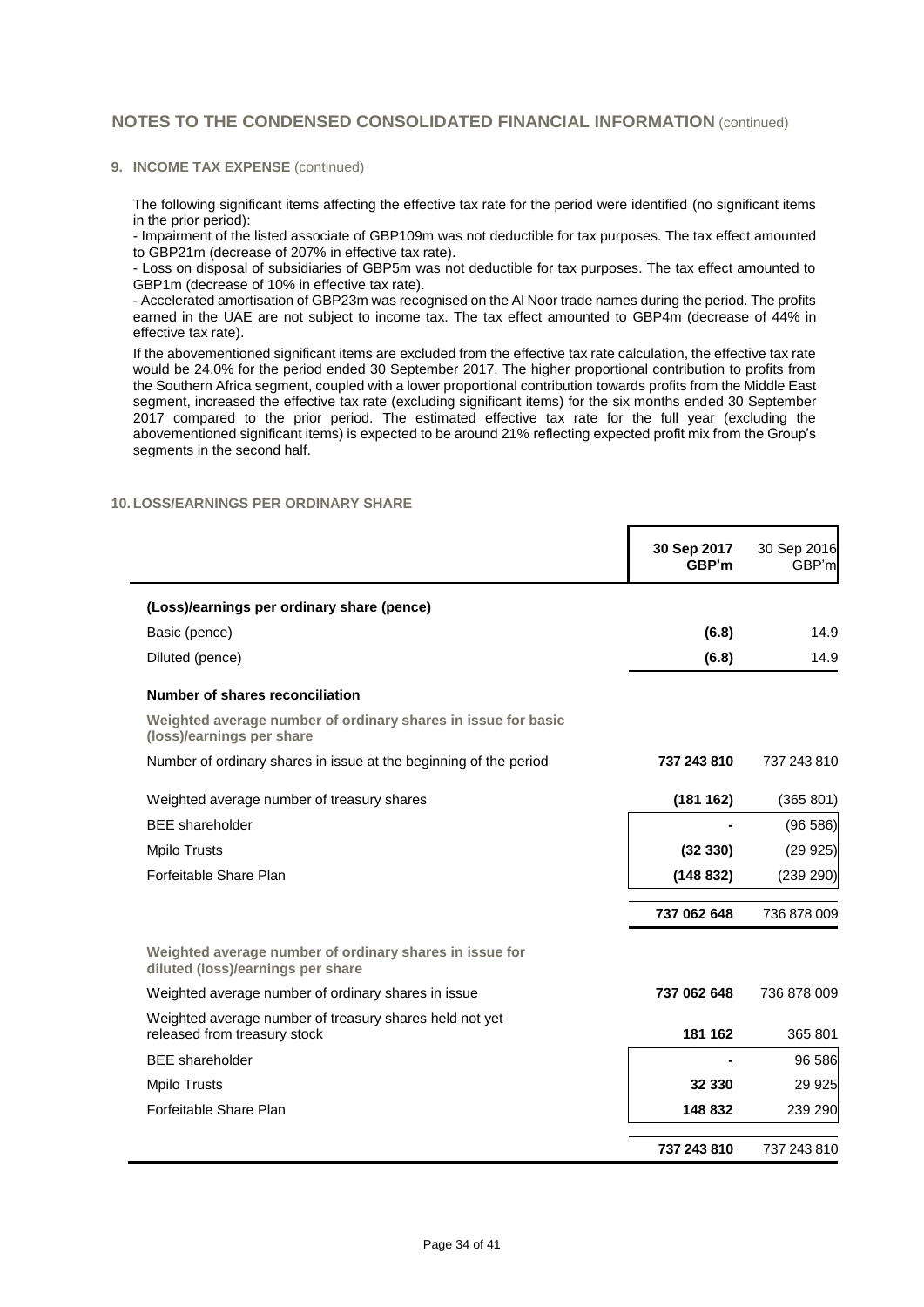## NOTES TO THE CONDENSED CONSOLIDATED FINANCIAL INFORMATION (continued)

### 9. INCOME TAX EXPENSE (continued)

The following significant items affecting the effective tax rate for the period were identified (no significant items in the prior period):

- Impairment of the listed associate of GBP109m was not deductible for tax purposes. The tax effect amounted to GBP21m (decrease of 207% in effective tax rate).
- Loss on disposal of subsidiaries of GBP5m was not deductible for tax purposes. The tax effect amounted to GBP1m (decrease of 10% in effective tax rate).
- Accelerated amortisation of GBP23m was recognised on the Al Noor trade names during the period. The profits earned in the UAE are not subject to income tax. The tax effect amounted to GBP4m (decrease of 44% in effective tax rate).

If the abovementioned significant items are excluded from the effective tax rate calculation, the effective tax rate would be 24.0% for the period ended 30 September 2017. The higher proportional contribution to profits from the Southern Africa segment, coupled with a lower proportional contribution towards profits from the Middle East segment, increased the effective tax rate (excluding significant items) for the six months ended 30 September 2017 compared to the prior period. The estimated effective tax rate for the full year (excluding the abovementioned significant items) is expected to be around 21% reflecting expected profit mix from the Group's segments in the second half.

### 10. LOSS/EARNINGS PER ORDINARY SHARE

| | 30 Sep 2017 GBP'm | 30 Sep 2016 GBP'm |
|---|---|---|
| **(Loss)/earnings per ordinary share (pence)** | | |
| Basic (pence) | **(6.8)** | 14.9 |
| Diluted (pence) | **(6.8)** | 14.9 |
| **Number of shares reconciliation** | | |
| **Weighted average number of ordinary shares in issue for basic (loss)/earnings per share** | | |
| Number of ordinary shares in issue at the beginning of the period | **737 243 810** | 737 243 810 |
| Weighted average number of treasury shares | **(181 162)** | (365 801) |
| BEE shareholder | **-** | (96 586) |
| Mpilo Trusts | **(32 330)** | (29 925) |
| Forfeitable Share Plan | **(148 832)** | (239 290) |
| | **737 062 648** | 736 878 009 |
| **Weighted average number of ordinary shares in issue for diluted (loss)/earnings per share** | | |
| Weighted average number of ordinary shares in issue | **737 062 648** | 736 878 009 |
| Weighted average number of treasury shares held not yet released from treasury stock | **181 162** | 365 801 |
| BEE shareholder | **-** | 96 586 |
| Mpilo Trusts | **32 330** | 29 925 |
| Forfeitable Share Plan | **148 832** | 239 290 |
| | **737 243 810** | 737 243 810 |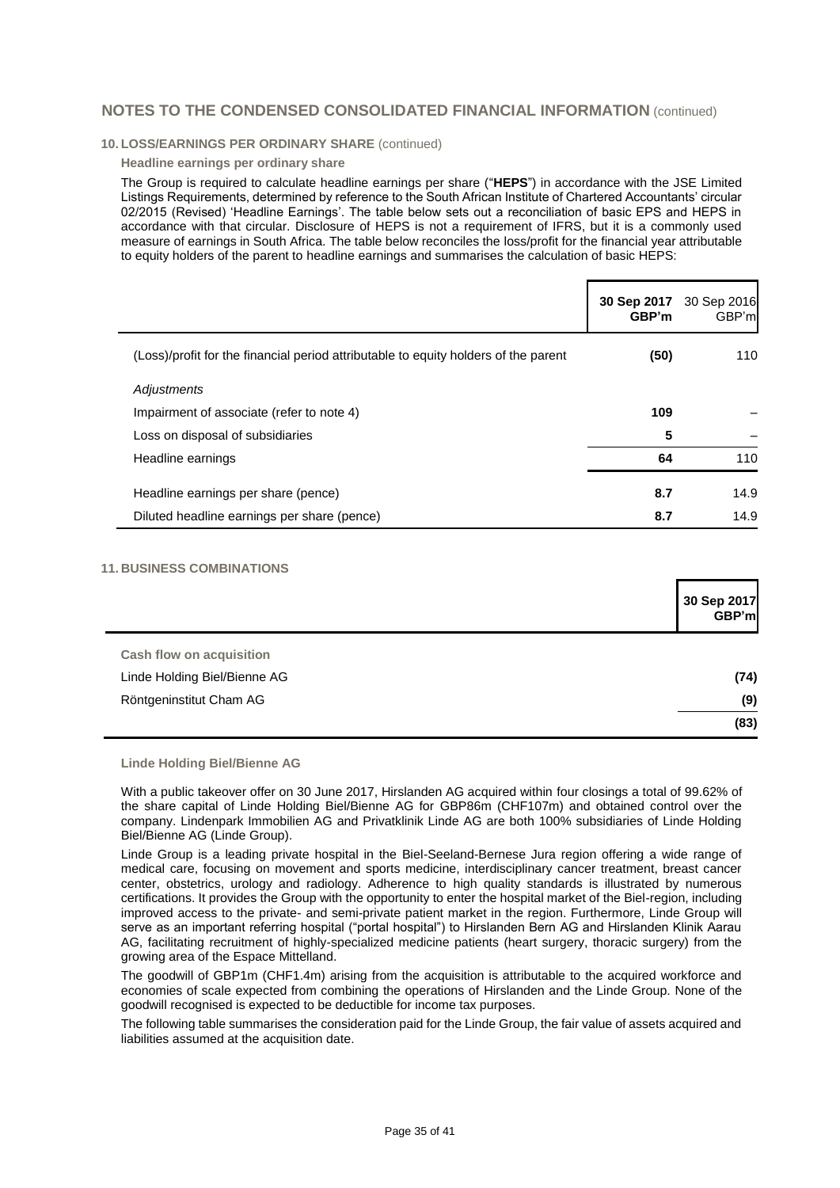## NOTES TO THE CONDENSED CONSOLIDATED FINANCIAL INFORMATION (continued)

### 10. LOSS/EARNINGS PER ORDINARY SHARE (continued)

**Headline earnings per ordinary share**

The Group is required to calculate headline earnings per share ("**HEPS**") in accordance with the JSE Limited Listings Requirements, determined by reference to the South African Institute of Chartered Accountants' circular 02/2015 (Revised) 'Headline Earnings'. The table below sets out a reconciliation of basic EPS and HEPS in accordance with that circular. Disclosure of HEPS is not a requirement of IFRS, but it is a commonly used measure of earnings in South Africa. The table below reconciles the loss/profit for the financial year attributable to equity holders of the parent to headline earnings and summarises the calculation of basic HEPS:

| | **30 Sep 2017 GBP'm** | 30 Sep 2016 GBP'm |
|---|---|---|
| (Loss)/profit for the financial period attributable to equity holders of the parent | **(50)** | 110 |
| *Adjustments* | | |
| Impairment of associate (refer to note 4) | **109** | – |
| Loss on disposal of subsidiaries | **5** | – |
| Headline earnings | **64** | 110 |
| Headline earnings per share (pence) | **8.7** | 14.9 |
| Diluted headline earnings per share (pence) | **8.7** | 14.9 |

### 11. BUSINESS COMBINATIONS

| | **30 Sep 2017 GBP'm** |
|---|---|
| **Cash flow on acquisition** | |
| Linde Holding Biel/Bienne AG | **(74)** |
| Röntgeninstitut Cham AG | **(9)** |
| | **(83)** |

**Linde Holding Biel/Bienne AG**

With a public takeover offer on 30 June 2017, Hirslanden AG acquired within four closings a total of 99.62% of the share capital of Linde Holding Biel/Bienne AG for GBP86m (CHF107m) and obtained control over the company. Lindenpark Immobilien AG and Privatklinik Linde AG are both 100% subsidiaries of Linde Holding Biel/Bienne AG (Linde Group).

Linde Group is a leading private hospital in the Biel-Seeland-Bernese Jura region offering a wide range of medical care, focusing on movement and sports medicine, interdisciplinary cancer treatment, breast cancer center, obstetrics, urology and radiology. Adherence to high quality standards is illustrated by numerous certifications. It provides the Group with the opportunity to enter the hospital market of the Biel-region, including improved access to the private- and semi-private patient market in the region. Furthermore, Linde Group will serve as an important referring hospital ("portal hospital") to Hirslanden Bern AG and Hirslanden Klinik Aarau AG, facilitating recruitment of highly-specialized medicine patients (heart surgery, thoracic surgery) from the growing area of the Espace Mittelland.

The goodwill of GBP1m (CHF1.4m) arising from the acquisition is attributable to the acquired workforce and economies of scale expected from combining the operations of Hirslanden and the Linde Group. None of the goodwill recognised is expected to be deductible for income tax purposes.

The following table summarises the consideration paid for the Linde Group, the fair value of assets acquired and liabilities assumed at the acquisition date.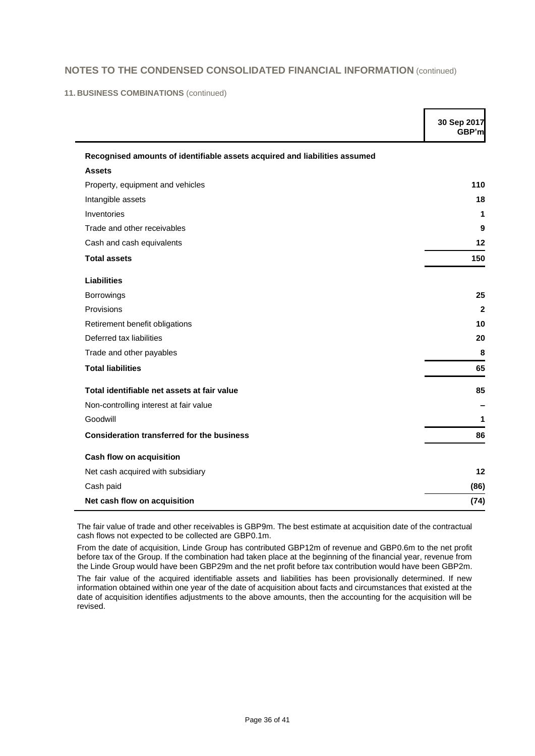## NOTES TO THE CONDENSED CONSOLIDATED FINANCIAL INFORMATION (continued)

### 11. BUSINESS COMBINATIONS (continued)

| | 30 Sep 2017 GBP'm |
|---|---|
| **Recognised amounts of identifiable assets acquired and liabilities assumed** | |
| **Assets** | |
| Property, equipment and vehicles | **110** |
| Intangible assets | **18** |
| Inventories | **1** |
| Trade and other receivables | **9** |
| Cash and cash equivalents | **12** |
| **Total assets** | **150** |
| **Liabilities** | |
| Borrowings | **25** |
| Provisions | **2** |
| Retirement benefit obligations | **10** |
| Deferred tax liabilities | **20** |
| Trade and other payables | **8** |
| **Total liabilities** | **65** |
| **Total identifiable net assets at fair value** | **85** |
| Non-controlling interest at fair value | **–** |
| Goodwill | **1** |
| **Consideration transferred for the business** | **86** |
| **Cash flow on acquisition** | |
| Net cash acquired with subsidiary | **12** |
| Cash paid | **(86)** |
| **Net cash flow on acquisition** | **(74)** |

The fair value of trade and other receivables is GBP9m. The best estimate at acquisition date of the contractual cash flows not expected to be collected are GBP0.1m.

From the date of acquisition, Linde Group has contributed GBP12m of revenue and GBP0.6m to the net profit before tax of the Group. If the combination had taken place at the beginning of the financial year, revenue from the Linde Group would have been GBP29m and the net profit before tax contribution would have been GBP2m.

The fair value of the acquired identifiable assets and liabilities has been provisionally determined. If new information obtained within one year of the date of acquisition about facts and circumstances that existed at the date of acquisition identifies adjustments to the above amounts, then the accounting for the acquisition will be revised.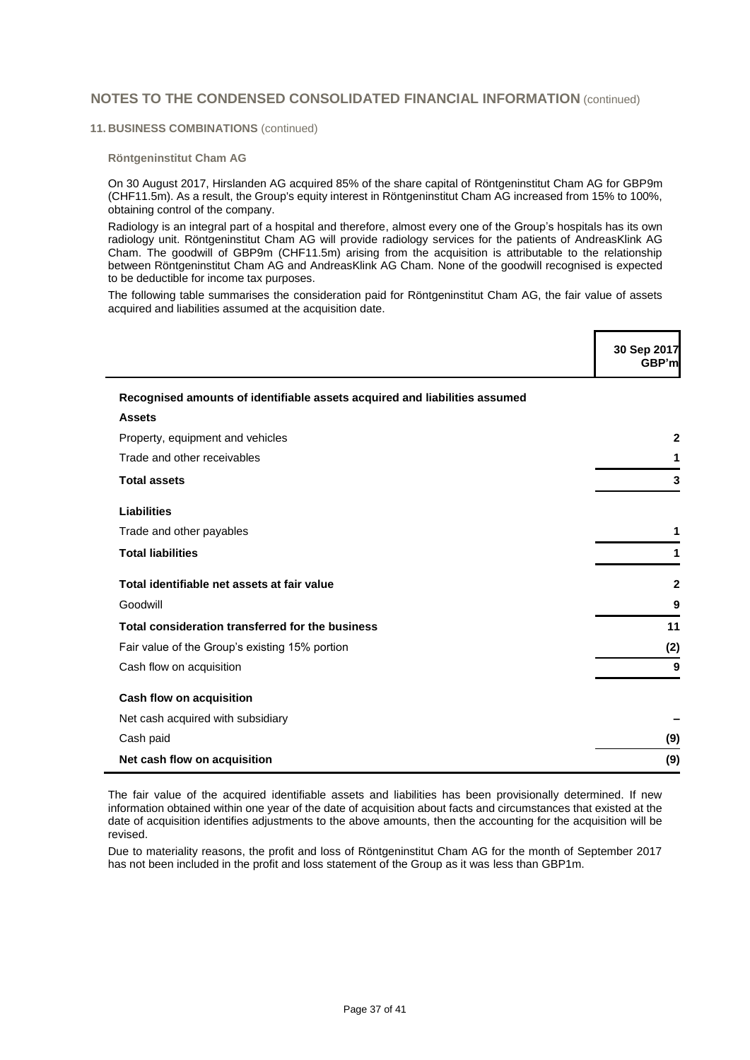## NOTES TO THE CONDENSED CONSOLIDATED FINANCIAL INFORMATION (continued)

### 11. BUSINESS COMBINATIONS (continued)

#### Röntgeninstitut Cham AG

On 30 August 2017, Hirslanden AG acquired 85% of the share capital of Röntgeninstitut Cham AG for GBP9m (CHF11.5m). As a result, the Group's equity interest in Röntgeninstitut Cham AG increased from 15% to 100%, obtaining control of the company.

Radiology is an integral part of a hospital and therefore, almost every one of the Group's hospitals has its own radiology unit. Röntgeninstitut Cham AG will provide radiology services for the patients of AndreasKlink AG Cham. The goodwill of GBP9m (CHF11.5m) arising from the acquisition is attributable to the relationship between Röntgeninstitut Cham AG and AndreasKlink AG Cham. None of the goodwill recognised is expected to be deductible for income tax purposes.

The following table summarises the consideration paid for Röntgeninstitut Cham AG, the fair value of assets acquired and liabilities assumed at the acquisition date.

| | 30 Sep 2017 GBP'm |
|---|---|
| **Recognised amounts of identifiable assets acquired and liabilities assumed** | |
| **Assets** | |
| Property, equipment and vehicles | **2** |
| Trade and other receivables | **1** |
| **Total assets** | **3** |
| **Liabilities** | |
| Trade and other payables | **1** |
| **Total liabilities** | **1** |
| **Total identifiable net assets at fair value** | **2** |
| Goodwill | **9** |
| **Total consideration transferred for the business** | **11** |
| Fair value of the Group's existing 15% portion | **(2)** |
| Cash flow on acquisition | **9** |
| **Cash flow on acquisition** | |
| Net cash acquired with subsidiary | **–** |
| Cash paid | **(9)** |
| **Net cash flow on acquisition** | **(9)** |

The fair value of the acquired identifiable assets and liabilities has been provisionally determined. If new information obtained within one year of the date of acquisition about facts and circumstances that existed at the date of acquisition identifies adjustments to the above amounts, then the accounting for the acquisition will be revised.

Due to materiality reasons, the profit and loss of Röntgeninstitut Cham AG for the month of September 2017 has not been included in the profit and loss statement of the Group as it was less than GBP1m.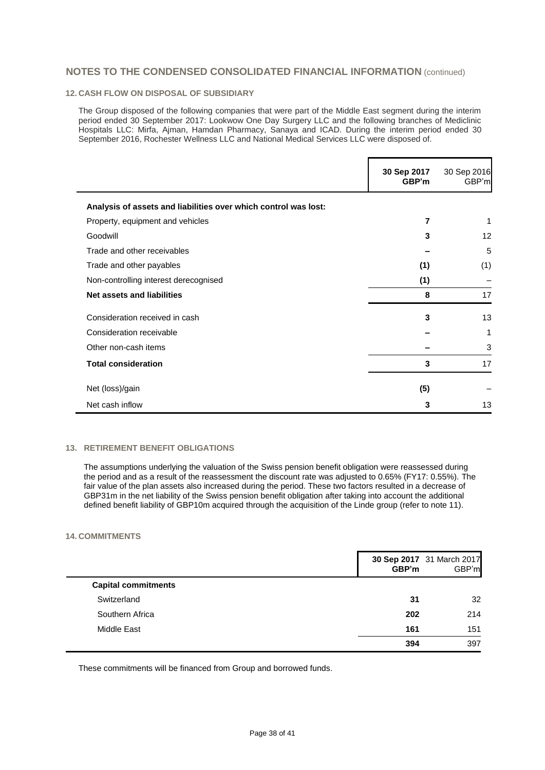## NOTES TO THE CONDENSED CONSOLIDATED FINANCIAL INFORMATION (continued)

### 12. CASH FLOW ON DISPOSAL OF SUBSIDIARY

The Group disposed of the following companies that were part of the Middle East segment during the interim period ended 30 September 2017: Lookwow One Day Surgery LLC and the following branches of Mediclinic Hospitals LLC: Mirfa, Ajman, Hamdan Pharmacy, Sanaya and ICAD. During the interim period ended 30 September 2016, Rochester Wellness LLC and National Medical Services LLC were disposed of.

| | **30 Sep 2017 GBP'm** | 30 Sep 2016 GBP'm |
|---|---|---|
| **Analysis of assets and liabilities over which control was lost:** | | |
| Property, equipment and vehicles | **7** | 1 |
| Goodwill | **3** | 12 |
| Trade and other receivables | **–** | 5 |
| Trade and other payables | **(1)** | (1) |
| Non-controlling interest derecognised | **(1)** | – |
| **Net assets and liabilities** | **8** | 17 |
| Consideration received in cash | **3** | 13 |
| Consideration receivable | **–** | 1 |
| Other non-cash items | **–** | 3 |
| **Total consideration** | **3** | 17 |
| Net (loss)/gain | **(5)** | – |
| Net cash inflow | **3** | 13 |

### 13. RETIREMENT BENEFIT OBLIGATIONS

The assumptions underlying the valuation of the Swiss pension benefit obligation were reassessed during the period and as a result of the reassessment the discount rate was adjusted to 0.65% (FY17: 0.55%). The fair value of the plan assets also increased during the period. These two factors resulted in a decrease of GBP31m in the net liability of the Swiss pension benefit obligation after taking into account the additional defined benefit liability of GBP10m acquired through the acquisition of the Linde group (refer to note 11).

### 14. COMMITMENTS

| | **30 Sep 2017 GBP'm** | 31 March 2017 GBP'm |
|---|---|---|
| **Capital commitments** | | |
| Switzerland | **31** | 32 |
| Southern Africa | **202** | 214 |
| Middle East | **161** | 151 |
| | **394** | 397 |

These commitments will be financed from Group and borrowed funds.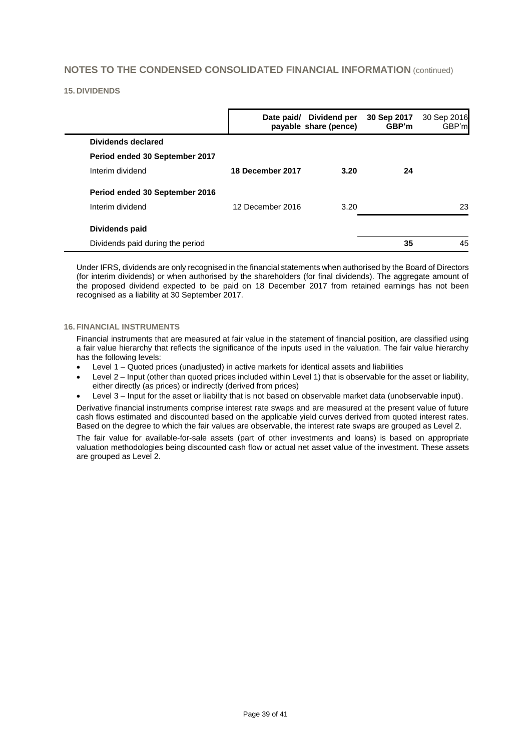## NOTES TO THE CONDENSED CONSOLIDATED FINANCIAL INFORMATION (continued)

### 15. DIVIDENDS

| | Date paid/ payable | Dividend per share (pence) | 30 Sep 2017 GBP'm | 30 Sep 2016 GBP'm |
|---|---|---|---|---|
| **Dividends declared** | | | | |
| **Period ended 30 September 2017** | | | | |
| Interim dividend | **18 December 2017** | **3.20** | **24** | |
| **Period ended 30 September 2016** | | | | |
| Interim dividend | 12 December 2016 | 3.20 | | 23 |
| **Dividends paid** | | | | |
| Dividends paid during the period | | | **35** | 45 |

Under IFRS, dividends are only recognised in the financial statements when authorised by the Board of Directors (for interim dividends) or when authorised by the shareholders (for final dividends). The aggregate amount of the proposed dividend expected to be paid on 18 December 2017 from retained earnings has not been recognised as a liability at 30 September 2017.

### 16. FINANCIAL INSTRUMENTS

Financial instruments that are measured at fair value in the statement of financial position, are classified using a fair value hierarchy that reflects the significance of the inputs used in the valuation. The fair value hierarchy has the following levels:

- Level 1 – Quoted prices (unadjusted) in active markets for identical assets and liabilities
- Level 2 – Input (other than quoted prices included within Level 1) that is observable for the asset or liability, either directly (as prices) or indirectly (derived from prices)
- Level 3 – Input for the asset or liability that is not based on observable market data (unobservable input).

Derivative financial instruments comprise interest rate swaps and are measured at the present value of future cash flows estimated and discounted based on the applicable yield curves derived from quoted interest rates. Based on the degree to which the fair values are observable, the interest rate swaps are grouped as Level 2.

The fair value for available-for-sale assets (part of other investments and loans) is based on appropriate valuation methodologies being discounted cash flow or actual net asset value of the investment. These assets are grouped as Level 2.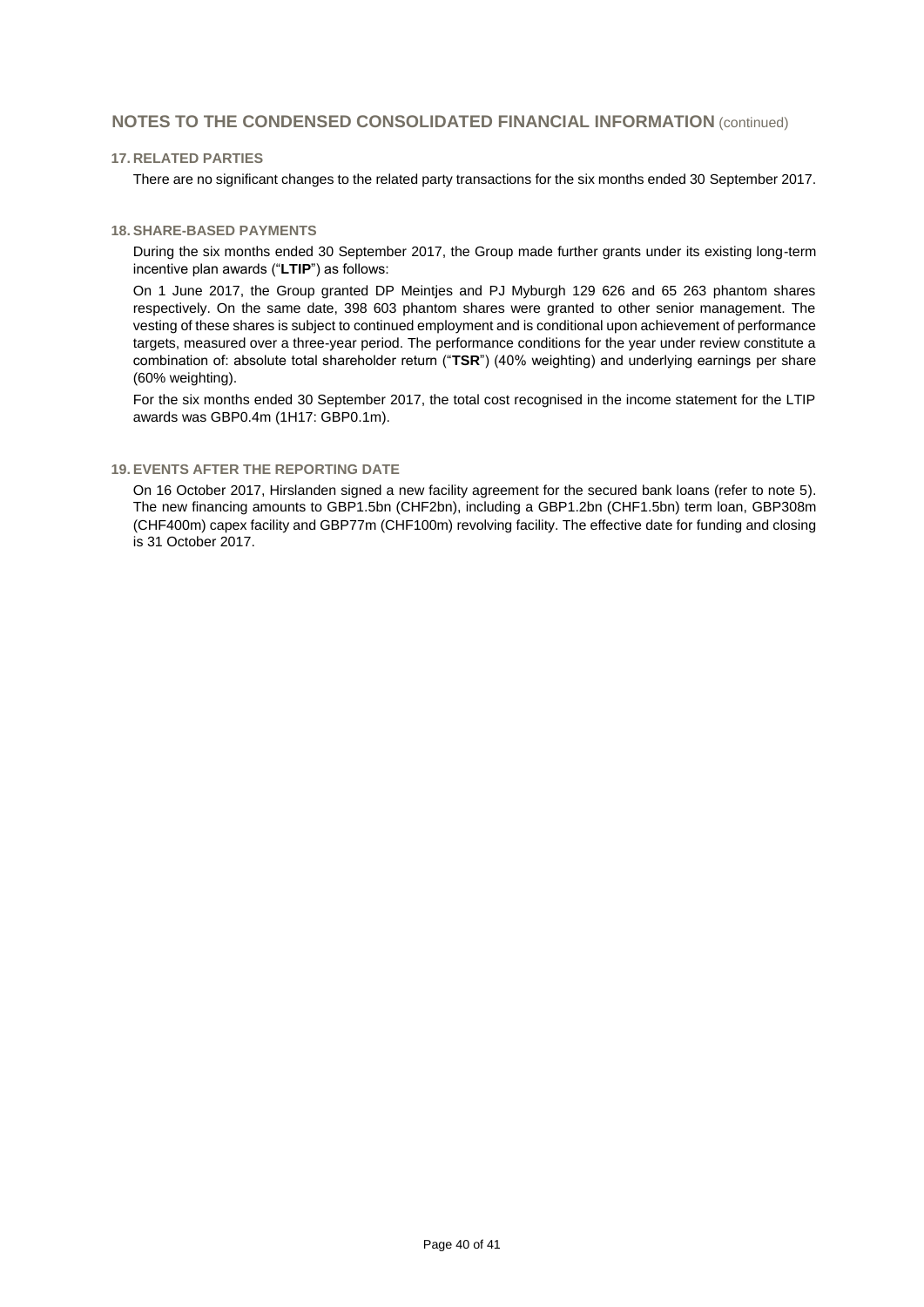## NOTES TO THE CONDENSED CONSOLIDATED FINANCIAL INFORMATION (continued)

### 17. RELATED PARTIES

There are no significant changes to the related party transactions for the six months ended 30 September 2017.

### 18. SHARE-BASED PAYMENTS

During the six months ended 30 September 2017, the Group made further grants under its existing long-term incentive plan awards ("**LTIP**") as follows:

On 1 June 2017, the Group granted DP Meintjes and PJ Myburgh 129 626 and 65 263 phantom shares respectively. On the same date, 398 603 phantom shares were granted to other senior management. The vesting of these shares is subject to continued employment and is conditional upon achievement of performance targets, measured over a three-year period. The performance conditions for the year under review constitute a combination of: absolute total shareholder return ("**TSR**") (40% weighting) and underlying earnings per share (60% weighting).

For the six months ended 30 September 2017, the total cost recognised in the income statement for the LTIP awards was GBP0.4m (1H17: GBP0.1m).

### 19. EVENTS AFTER THE REPORTING DATE

On 16 October 2017, Hirslanden signed a new facility agreement for the secured bank loans (refer to note 5). The new financing amounts to GBP1.5bn (CHF2bn), including a GBP1.2bn (CHF1.5bn) term loan, GBP308m (CHF400m) capex facility and GBP77m (CHF100m) revolving facility. The effective date for funding and closing is 31 October 2017.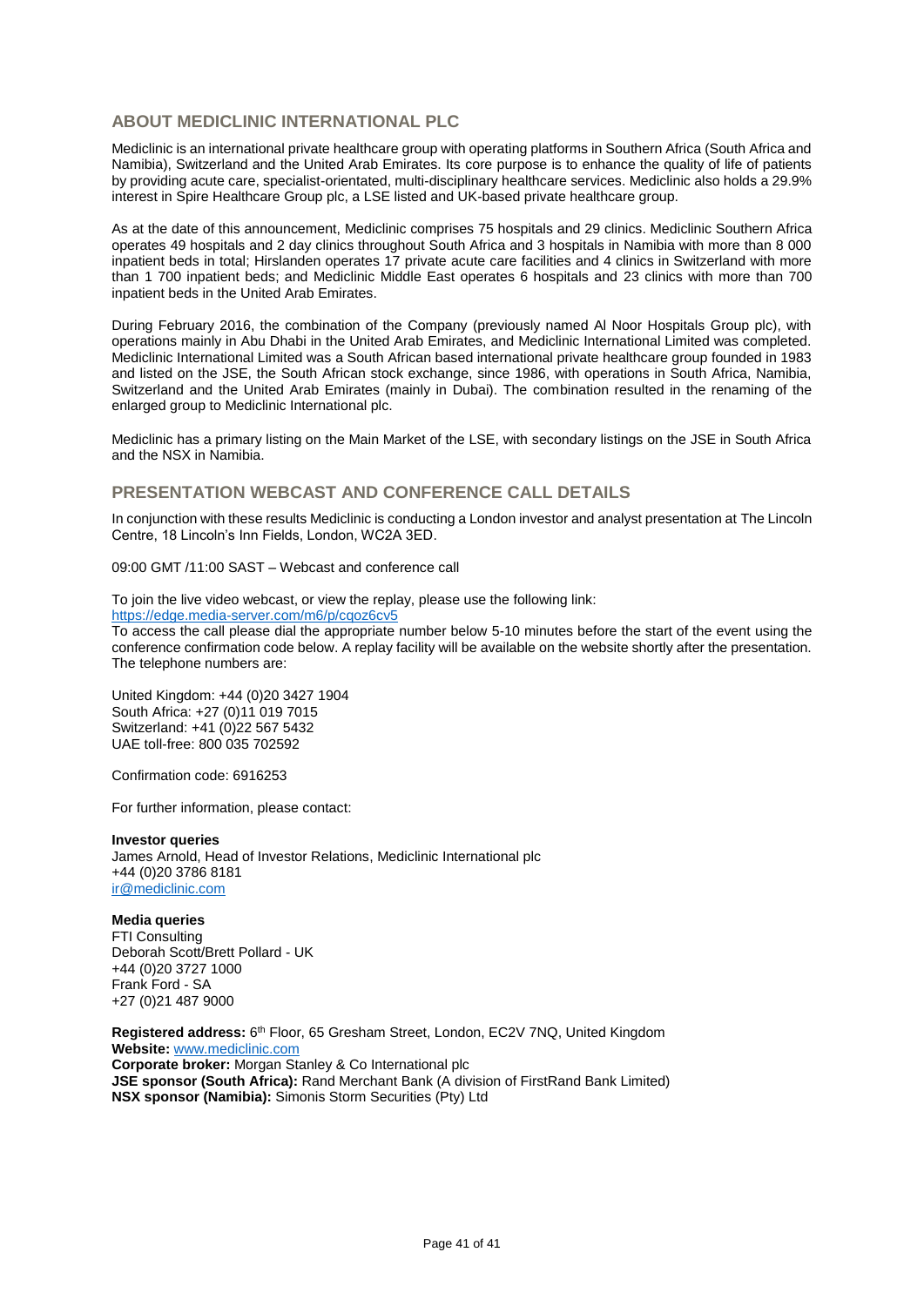## ABOUT MEDICLINIC INTERNATIONAL PLC

Mediclinic is an international private healthcare group with operating platforms in Southern Africa (South Africa and Namibia), Switzerland and the United Arab Emirates. Its core purpose is to enhance the quality of life of patients by providing acute care, specialist-orientated, multi-disciplinary healthcare services. Mediclinic also holds a 29.9% interest in Spire Healthcare Group plc, a LSE listed and UK-based private healthcare group.

As at the date of this announcement, Mediclinic comprises 75 hospitals and 29 clinics. Mediclinic Southern Africa operates 49 hospitals and 2 day clinics throughout South Africa and 3 hospitals in Namibia with more than 8 000 inpatient beds in total; Hirslanden operates 17 private acute care facilities and 4 clinics in Switzerland with more than 1 700 inpatient beds; and Mediclinic Middle East operates 6 hospitals and 23 clinics with more than 700 inpatient beds in the United Arab Emirates.

During February 2016, the combination of the Company (previously named Al Noor Hospitals Group plc), with operations mainly in Abu Dhabi in the United Arab Emirates, and Mediclinic International Limited was completed. Mediclinic International Limited was a South African based international private healthcare group founded in 1983 and listed on the JSE, the South African stock exchange, since 1986, with operations in South Africa, Namibia, Switzerland and the United Arab Emirates (mainly in Dubai). The combination resulted in the renaming of the enlarged group to Mediclinic International plc.

Mediclinic has a primary listing on the Main Market of the LSE, with secondary listings on the JSE in South Africa and the NSX in Namibia.

## PRESENTATION WEBCAST AND CONFERENCE CALL DETAILS

In conjunction with these results Mediclinic is conducting a London investor and analyst presentation at The Lincoln Centre, 18 Lincoln's Inn Fields, London, WC2A 3ED.

09:00 GMT /11:00 SAST – Webcast and conference call

To join the live video webcast, or view the replay, please use the following link:
https://edge.media-server.com/m6/p/cqoz6cv5
To access the call please dial the appropriate number below 5-10 minutes before the start of the event using the conference confirmation code below. A replay facility will be available on the website shortly after the presentation. The telephone numbers are:

United Kingdom: +44 (0)20 3427 1904
South Africa: +27 (0)11 019 7015
Switzerland: +41 (0)22 567 5432
UAE toll-free: 800 035 702592

Confirmation code: 6916253

For further information, please contact:

**Investor queries**
James Arnold, Head of Investor Relations, Mediclinic International plc
+44 (0)20 3786 8181
ir@mediclinic.com

**Media queries**
FTI Consulting
Deborah Scott/Brett Pollard - UK
+44 (0)20 3727 1000
Frank Ford - SA
+27 (0)21 487 9000

**Registered address:** 6th Floor, 65 Gresham Street, London, EC2V 7NQ, United Kingdom
**Website:** www.mediclinic.com
**Corporate broker:** Morgan Stanley & Co International plc
**JSE sponsor (South Africa):** Rand Merchant Bank (A division of FirstRand Bank Limited)
**NSX sponsor (Namibia):** Simonis Storm Securities (Pty) Ltd